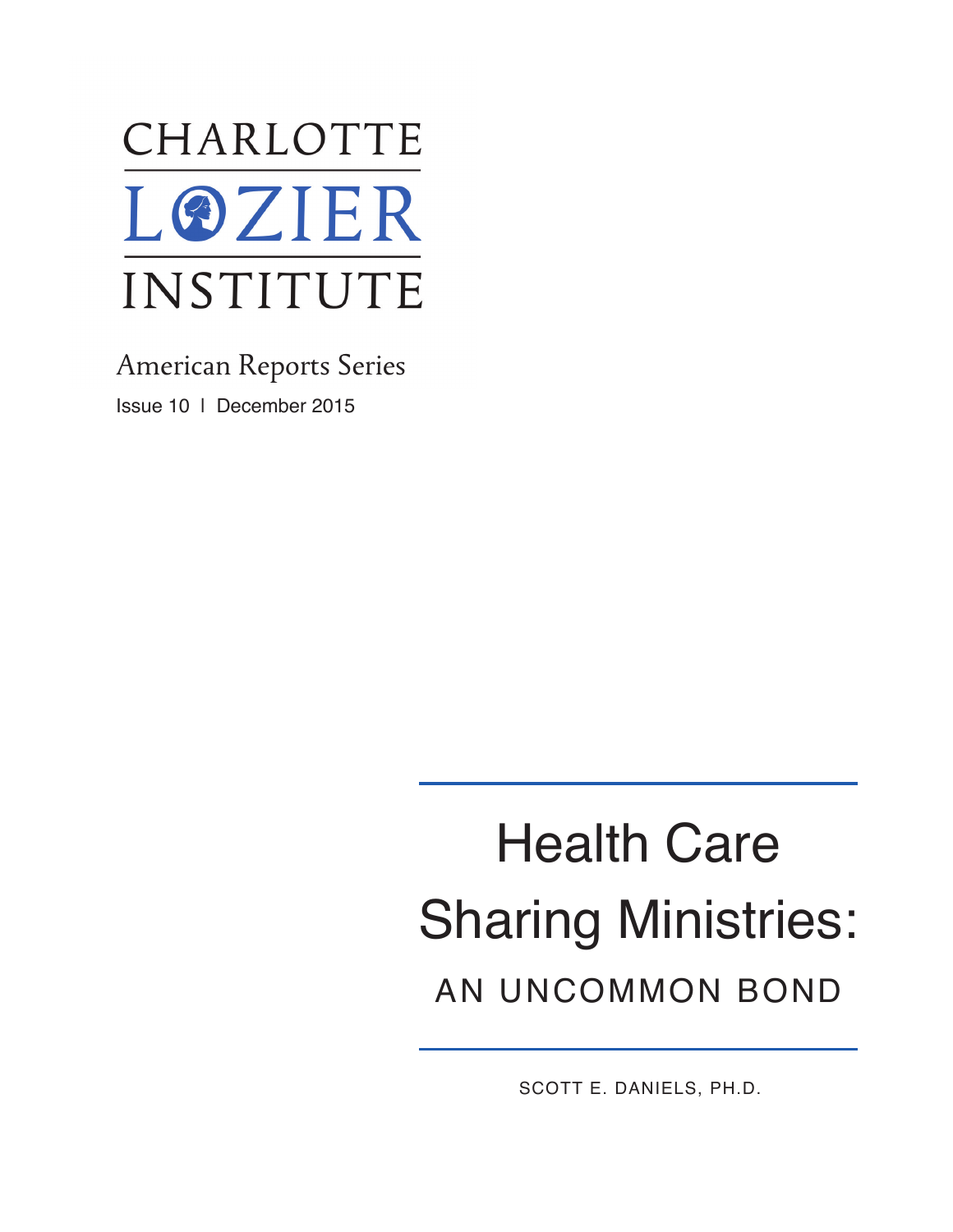CHARLOTTE LOZIER INSTITUTE

American Reports Series

Issue 10 | December 2015

# Health Care Sharing Ministries:

## AN UNCOMMON BOND

SCOTT E. DANIELS, PH.D.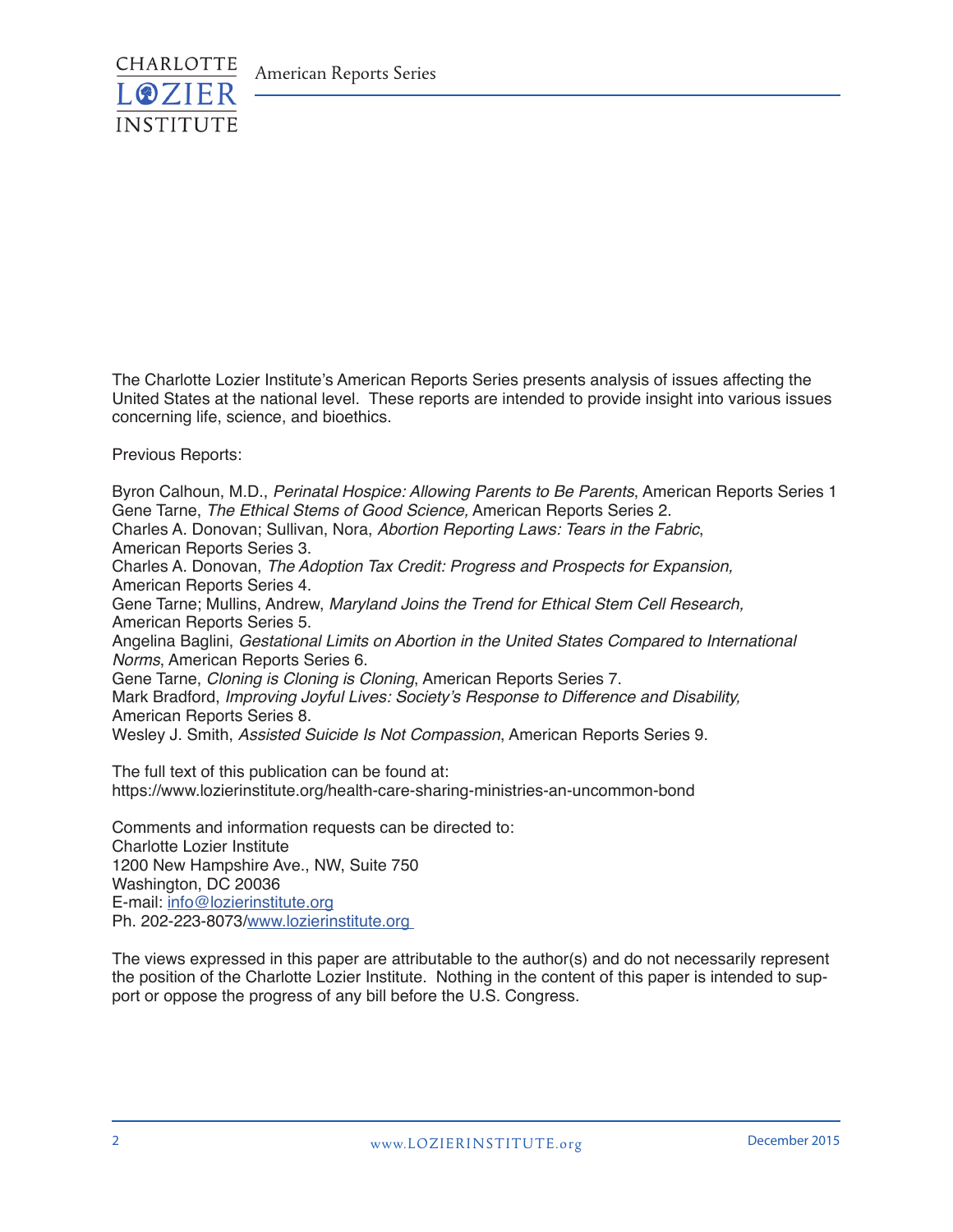The Charlotte Lozier Institute's American Reports Series presents analysis of issues affecting the United States at the national level. These reports are intended to provide insight into various issues concerning life, science, and bioethics.

Previous Reports:

Byron Calhoun, M.D., *Perinatal Hospice: Allowing Parents to Be Parents*, American Reports Series 1
Gene Tarne, *The Ethical Stems of Good Science,* American Reports Series 2.
Charles A. Donovan; Sullivan, Nora, *Abortion Reporting Laws: Tears in the Fabric*, American Reports Series 3.
Charles A. Donovan, *The Adoption Tax Credit: Progress and Prospects for Expansion,* American Reports Series 4.
Gene Tarne; Mullins, Andrew, *Maryland Joins the Trend for Ethical Stem Cell Research,* American Reports Series 5.
Angelina Baglini, *Gestational Limits on Abortion in the United States Compared to International Norms*, American Reports Series 6.
Gene Tarne, *Cloning is Cloning is Cloning*, American Reports Series 7.
Mark Bradford, *Improving Joyful Lives: Society's Response to Difference and Disability,* American Reports Series 8.
Wesley J. Smith, *Assisted Suicide Is Not Compassion*, American Reports Series 9.

The full text of this publication can be found at:
https://www.lozierinstitute.org/health-care-sharing-ministries-an-uncommon-bond

Comments and information requests can be directed to:
Charlotte Lozier Institute
1200 New Hampshire Ave., NW, Suite 750
Washington, DC 20036
E-mail: info@lozierinstitute.org
Ph. 202-223-8073/www.lozierinstitute.org

The views expressed in this paper are attributable to the author(s) and do not necessarily represent the position of the Charlotte Lozier Institute. Nothing in the content of this paper is intended to support or oppose the progress of any bill before the U.S. Congress.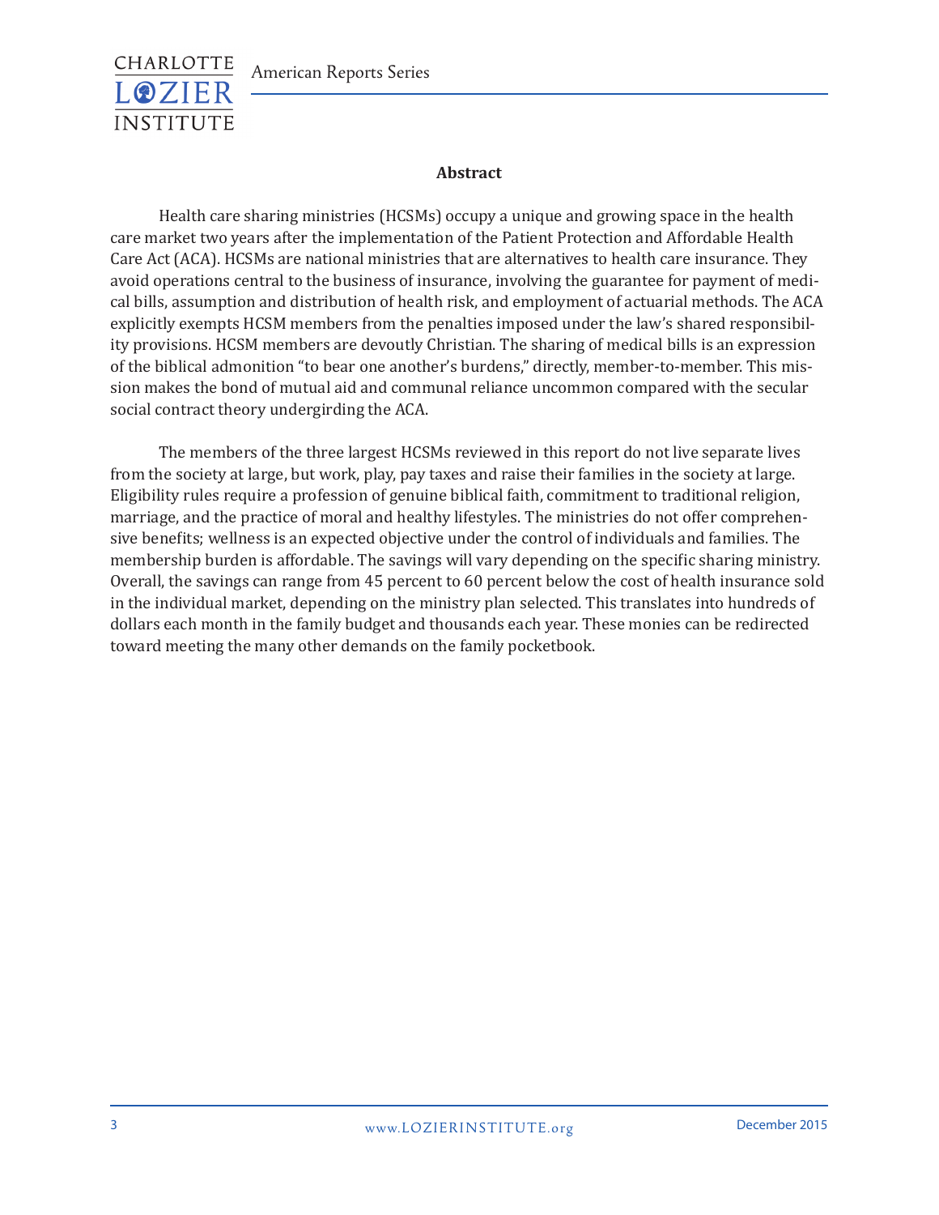**Abstract**

Health care sharing ministries (HCSMs) occupy a unique and growing space in the health care market two years after the implementation of the Patient Protection and Affordable Health Care Act (ACA). HCSMs are national ministries that are alternatives to health care insurance. They avoid operations central to the business of insurance, involving the guarantee for payment of medical bills, assumption and distribution of health risk, and employment of actuarial methods. The ACA explicitly exempts HCSM members from the penalties imposed under the law's shared responsibility provisions. HCSM members are devoutly Christian. The sharing of medical bills is an expression of the biblical admonition "to bear one another's burdens," directly, member-to-member. This mission makes the bond of mutual aid and communal reliance uncommon compared with the secular social contract theory undergirding the ACA.

The members of the three largest HCSMs reviewed in this report do not live separate lives from the society at large, but work, play, pay taxes and raise their families in the society at large. Eligibility rules require a profession of genuine biblical faith, commitment to traditional religion, marriage, and the practice of moral and healthy lifestyles. The ministries do not offer comprehensive benefits; wellness is an expected objective under the control of individuals and families. The membership burden is affordable. The savings will vary depending on the specific sharing ministry. Overall, the savings can range from 45 percent to 60 percent below the cost of health insurance sold in the individual market, depending on the ministry plan selected. This translates into hundreds of dollars each month in the family budget and thousands each year. These monies can be redirected toward meeting the many other demands on the family pocketbook.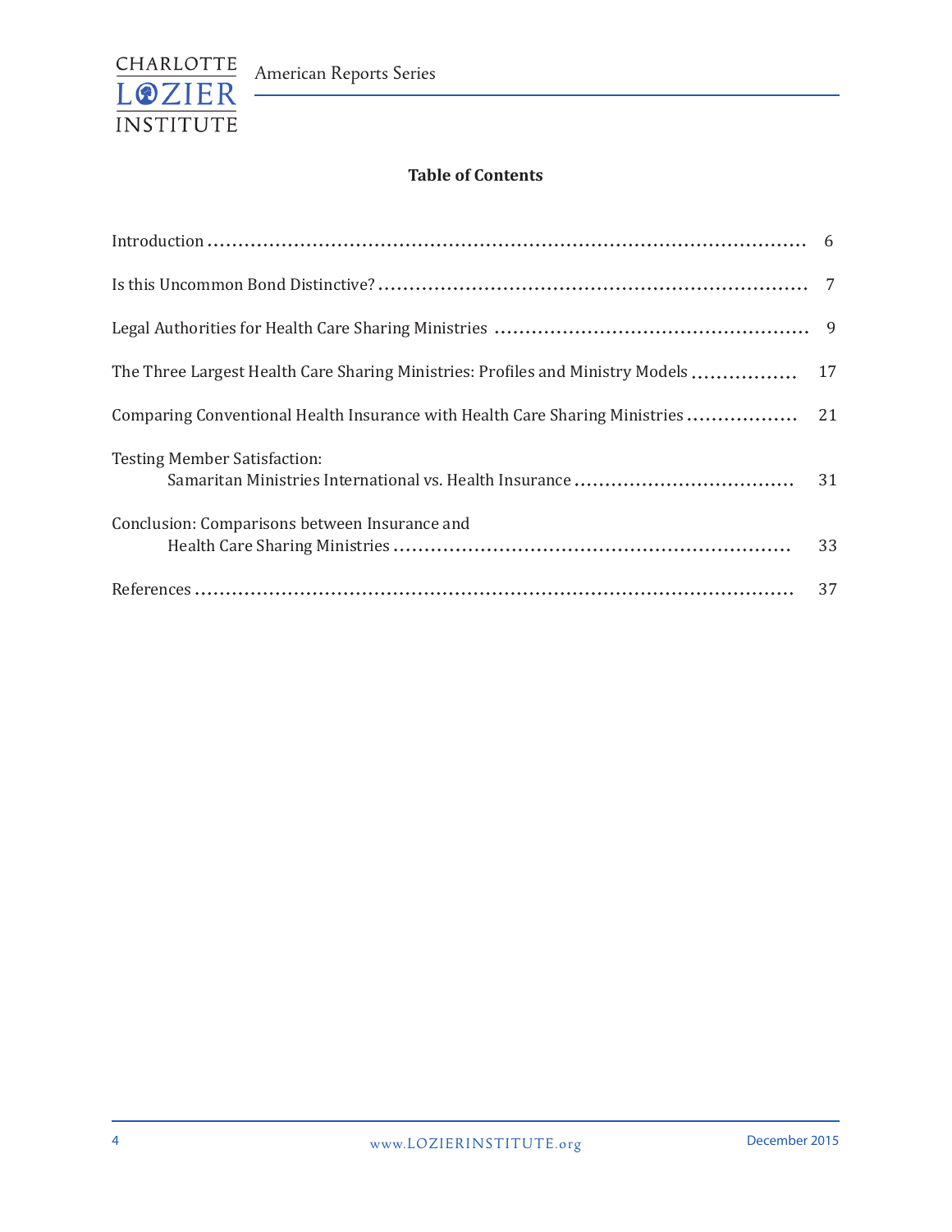## Table of Contents

Introduction .......... 6

Is this Uncommon Bond Distinctive? .......... 7

Legal Authorities for Health Care Sharing Ministries .......... 9

The Three Largest Health Care Sharing Ministries: Profiles and Ministry Models .......... 17

Comparing Conventional Health Insurance with Health Care Sharing Ministries .......... 21

Testing Member Satisfaction:
Samaritan Ministries International vs. Health Insurance .......... 31

Conclusion: Comparisons between Insurance and
Health Care Sharing Ministries .......... 33

References .......... 37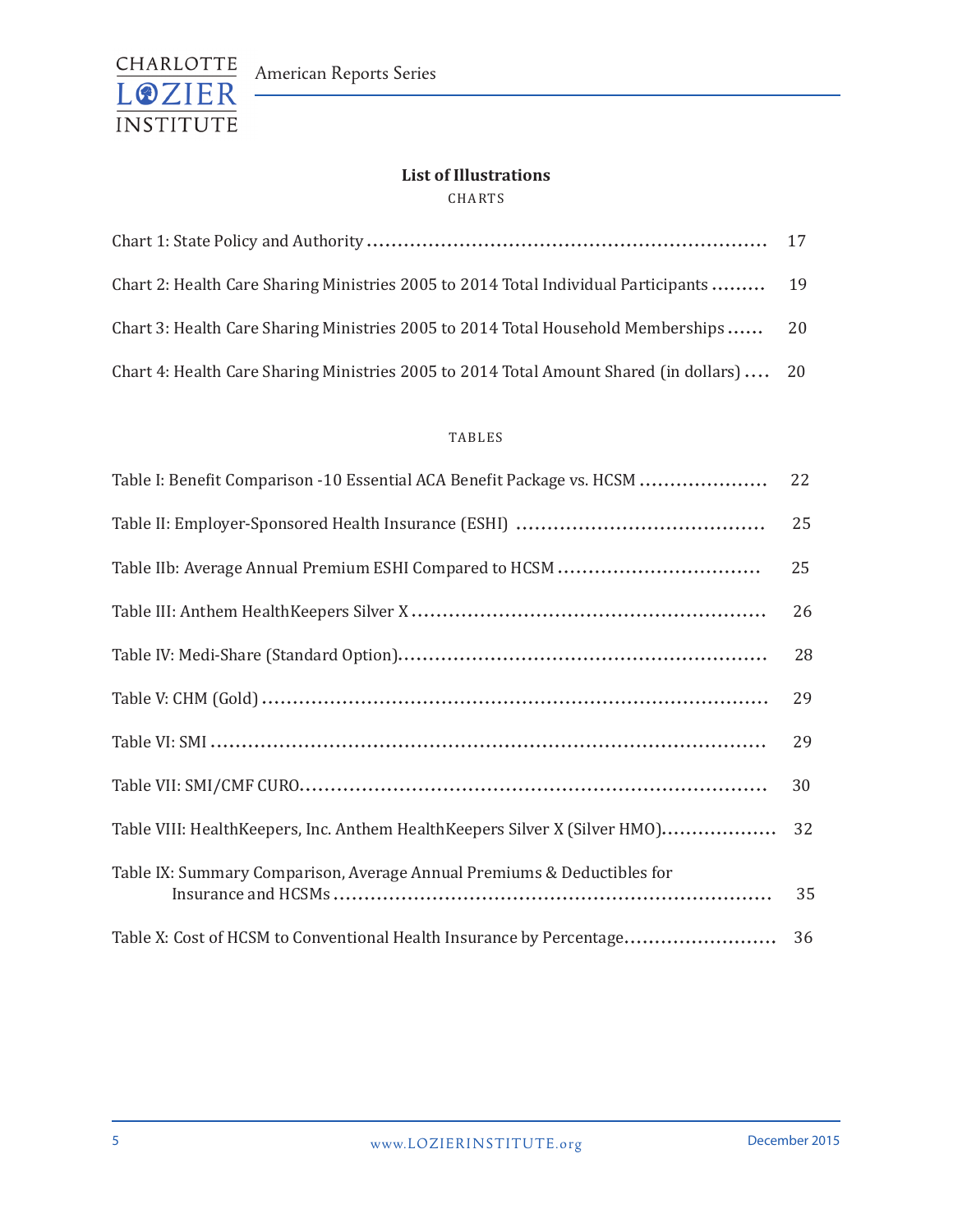## List of Illustrations

### CHARTS

Chart 1: State Policy and Authority .................................................................. 17

Chart 2: Health Care Sharing Ministries 2005 to 2014 Total Individual Participants ......... 19

Chart 3: Health Care Sharing Ministries 2005 to 2014 Total Household Memberships ...... 20

Chart 4: Health Care Sharing Ministries 2005 to 2014 Total Amount Shared (in dollars) .... 20

### TABLES

Table I: Benefit Comparison -10 Essential ACA Benefit Package vs. HCSM ..................... 22

Table II: Employer-Sponsored Health Insurance (ESHI) ........................................ 25

Table IIb: Average Annual Premium ESHI Compared to HCSM ................................ 25

Table III: Anthem HealthKeepers Silver X ......................................................... 26

Table IV: Medi-Share (Standard Option)............................................................ 28

Table V: CHM (Gold) ..................................................................................... 29

Table VI: SMI ............................................................................................... 29

Table VII: SMI/CMF CURO.............................................................................. 30

Table VIII: HealthKeepers, Inc. Anthem HealthKeepers Silver X (Silver HMO).................. 32

Table IX: Summary Comparison, Average Annual Premiums & Deductibles for Insurance and HCSMs ....................................................................... 35

Table X: Cost of HCSM to Conventional Health Insurance by Percentage......................... 36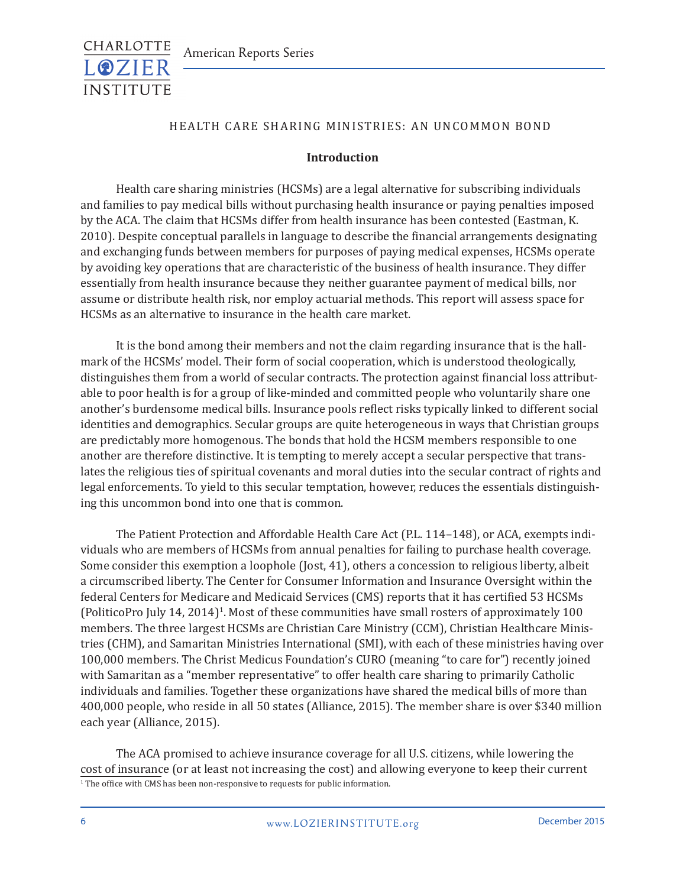## HEALTH CARE SHARING MINISTRIES: AN UNCOMMON BOND

### Introduction

Health care sharing ministries (HCSMs) are a legal alternative for subscribing individuals and families to pay medical bills without purchasing health insurance or paying penalties imposed by the ACA. The claim that HCSMs differ from health insurance has been contested (Eastman, K. 2010). Despite conceptual parallels in language to describe the financial arrangements designating and exchanging funds between members for purposes of paying medical expenses, HCSMs operate by avoiding key operations that are characteristic of the business of health insurance. They differ essentially from health insurance because they neither guarantee payment of medical bills, nor assume or distribute health risk, nor employ actuarial methods. This report will assess space for HCSMs as an alternative to insurance in the health care market.

It is the bond among their members and not the claim regarding insurance that is the hallmark of the HCSMs' model. Their form of social cooperation, which is understood theologically, distinguishes them from a world of secular contracts. The protection against financial loss attributable to poor health is for a group of like-minded and committed people who voluntarily share one another's burdensome medical bills. Insurance pools reflect risks typically linked to different social identities and demographics. Secular groups are quite heterogeneous in ways that Christian groups are predictably more homogenous. The bonds that hold the HCSM members responsible to one another are therefore distinctive. It is tempting to merely accept a secular perspective that translates the religious ties of spiritual covenants and moral duties into the secular contract of rights and legal enforcements. To yield to this secular temptation, however, reduces the essentials distinguishing this uncommon bond into one that is common.

The Patient Protection and Affordable Health Care Act (P.L. 114–148), or ACA, exempts individuals who are members of HCSMs from annual penalties for failing to purchase health coverage. Some consider this exemption a loophole (Jost, 41), others a concession to religious liberty, albeit a circumscribed liberty. The Center for Consumer Information and Insurance Oversight within the federal Centers for Medicare and Medicaid Services (CMS) reports that it has certified 53 HCSMs (PoliticoPro July 14, 2014)[1]. Most of these communities have small rosters of approximately 100 members. The three largest HCSMs are Christian Care Ministry (CCM), Christian Healthcare Ministries (CHM), and Samaritan Ministries International (SMI), with each of these ministries having over 100,000 members. The Christ Medicus Foundation's CURO (meaning "to care for") recently joined with Samaritan as a "member representative" to offer health care sharing to primarily Catholic individuals and families. Together these organizations have shared the medical bills of more than 400,000 people, who reside in all 50 states (Alliance, 2015). The member share is over $340 million each year (Alliance, 2015).

The ACA promised to achieve insurance coverage for all U.S. citizens, while lowering the cost of insurance (or at least not increasing the cost) and allowing everyone to keep their current

[1] The office with CMS has been non-responsive to requests for public information.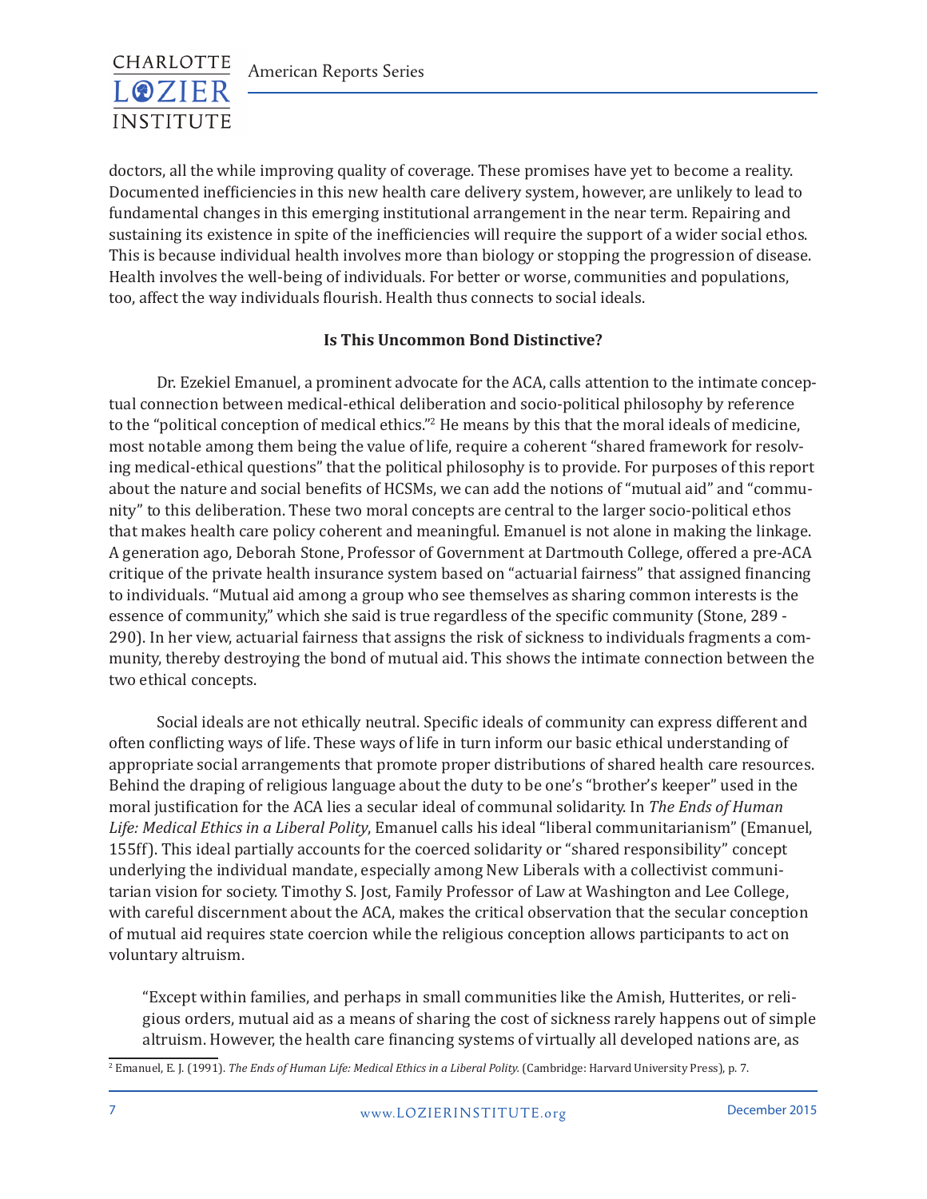doctors, all the while improving quality of coverage. These promises have yet to become a reality. Documented inefficiencies in this new health care delivery system, however, are unlikely to lead to fundamental changes in this emerging institutional arrangement in the near term. Repairing and sustaining its existence in spite of the inefficiencies will require the support of a wider social ethos. This is because individual health involves more than biology or stopping the progression of disease. Health involves the well-being of individuals. For better or worse, communities and populations, too, affect the way individuals flourish. Health thus connects to social ideals.

**Is This Uncommon Bond Distinctive?**

Dr. Ezekiel Emanuel, a prominent advocate for the ACA, calls attention to the intimate conceptual connection between medical-ethical deliberation and socio-political philosophy by reference to the "political conception of medical ethics."[2] He means by this that the moral ideals of medicine, most notable among them being the value of life, require a coherent "shared framework for resolving medical-ethical questions" that the political philosophy is to provide. For purposes of this report about the nature and social benefits of HCSMs, we can add the notions of "mutual aid" and "community" to this deliberation. These two moral concepts are central to the larger socio-political ethos that makes health care policy coherent and meaningful. Emanuel is not alone in making the linkage. A generation ago, Deborah Stone, Professor of Government at Dartmouth College, offered a pre-ACA critique of the private health insurance system based on "actuarial fairness" that assigned financing to individuals. "Mutual aid among a group who see themselves as sharing common interests is the essence of community," which she said is true regardless of the specific community (Stone, 289 - 290). In her view, actuarial fairness that assigns the risk of sickness to individuals fragments a community, thereby destroying the bond of mutual aid. This shows the intimate connection between the two ethical concepts.

Social ideals are not ethically neutral. Specific ideals of community can express different and often conflicting ways of life. These ways of life in turn inform our basic ethical understanding of appropriate social arrangements that promote proper distributions of shared health care resources. Behind the draping of religious language about the duty to be one's "brother's keeper" used in the moral justification for the ACA lies a secular ideal of communal solidarity. In *The Ends of Human Life: Medical Ethics in a Liberal Polity*, Emanuel calls his ideal "liberal communitarianism" (Emanuel, 155ff). This ideal partially accounts for the coerced solidarity or "shared responsibility" concept underlying the individual mandate, especially among New Liberals with a collectivist communitarian vision for society. Timothy S. Jost, Family Professor of Law at Washington and Lee College, with careful discernment about the ACA, makes the critical observation that the secular conception of mutual aid requires state coercion while the religious conception allows participants to act on voluntary altruism.

> "Except within families, and perhaps in small communities like the Amish, Hutterites, or religious orders, mutual aid as a means of sharing the cost of sickness rarely happens out of simple altruism. However, the health care financing systems of virtually all developed nations are, as

[2] Emanuel, E. J. (1991). *The Ends of Human Life: Medical Ethics in a Liberal Polity.* (Cambridge: Harvard University Press), p. 7.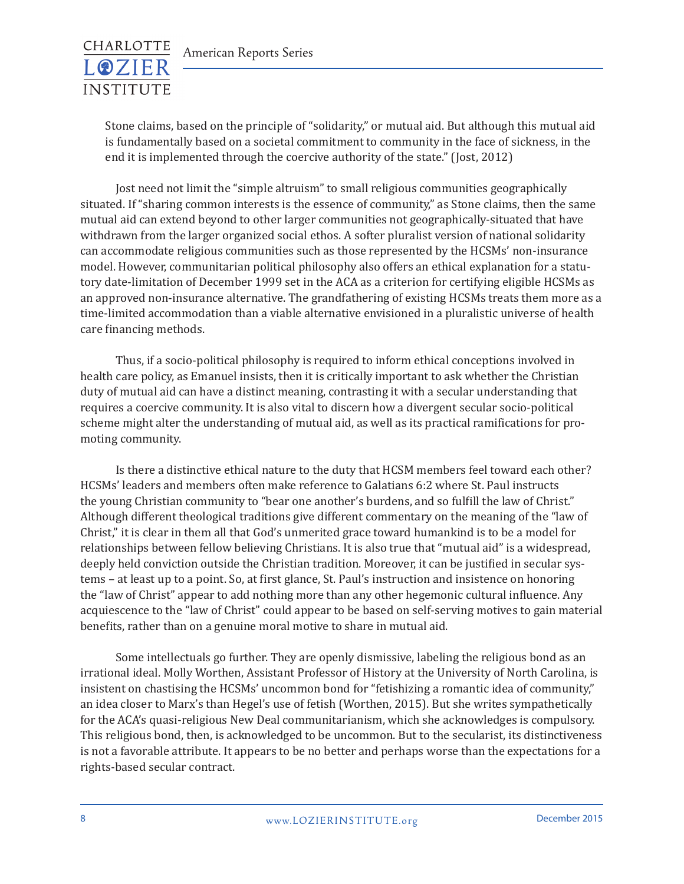Stone claims, based on the principle of "solidarity," or mutual aid. But although this mutual aid is fundamentally based on a societal commitment to community in the face of sickness, in the end it is implemented through the coercive authority of the state." (Jost, 2012)

Jost need not limit the "simple altruism" to small religious communities geographically situated. If "sharing common interests is the essence of community," as Stone claims, then the same mutual aid can extend beyond to other larger communities not geographically-situated that have withdrawn from the larger organized social ethos. A softer pluralist version of national solidarity can accommodate religious communities such as those represented by the HCSMs' non-insurance model. However, communitarian political philosophy also offers an ethical explanation for a statutory date-limitation of December 1999 set in the ACA as a criterion for certifying eligible HCSMs as an approved non-insurance alternative. The grandfathering of existing HCSMs treats them more as a time-limited accommodation than a viable alternative envisioned in a pluralistic universe of health care financing methods.

Thus, if a socio-political philosophy is required to inform ethical conceptions involved in health care policy, as Emanuel insists, then it is critically important to ask whether the Christian duty of mutual aid can have a distinct meaning, contrasting it with a secular understanding that requires a coercive community. It is also vital to discern how a divergent secular socio-political scheme might alter the understanding of mutual aid, as well as its practical ramifications for promoting community.

Is there a distinctive ethical nature to the duty that HCSM members feel toward each other? HCSMs' leaders and members often make reference to Galatians 6:2 where St. Paul instructs the young Christian community to "bear one another's burdens, and so fulfill the law of Christ." Although different theological traditions give different commentary on the meaning of the "law of Christ," it is clear in them all that God's unmerited grace toward humankind is to be a model for relationships between fellow believing Christians. It is also true that "mutual aid" is a widespread, deeply held conviction outside the Christian tradition. Moreover, it can be justified in secular systems – at least up to a point. So, at first glance, St. Paul's instruction and insistence on honoring the "law of Christ" appear to add nothing more than any other hegemonic cultural influence. Any acquiescence to the "law of Christ" could appear to be based on self-serving motives to gain material benefits, rather than on a genuine moral motive to share in mutual aid.

Some intellectuals go further. They are openly dismissive, labeling the religious bond as an irrational ideal. Molly Worthen, Assistant Professor of History at the University of North Carolina, is insistent on chastising the HCSMs' uncommon bond for "fetishizing a romantic idea of community," an idea closer to Marx's than Hegel's use of fetish (Worthen, 2015). But she writes sympathetically for the ACA's quasi-religious New Deal communitarianism, which she acknowledges is compulsory. This religious bond, then, is acknowledged to be uncommon. But to the secularist, its distinctiveness is not a favorable attribute. It appears to be no better and perhaps worse than the expectations for a rights-based secular contract.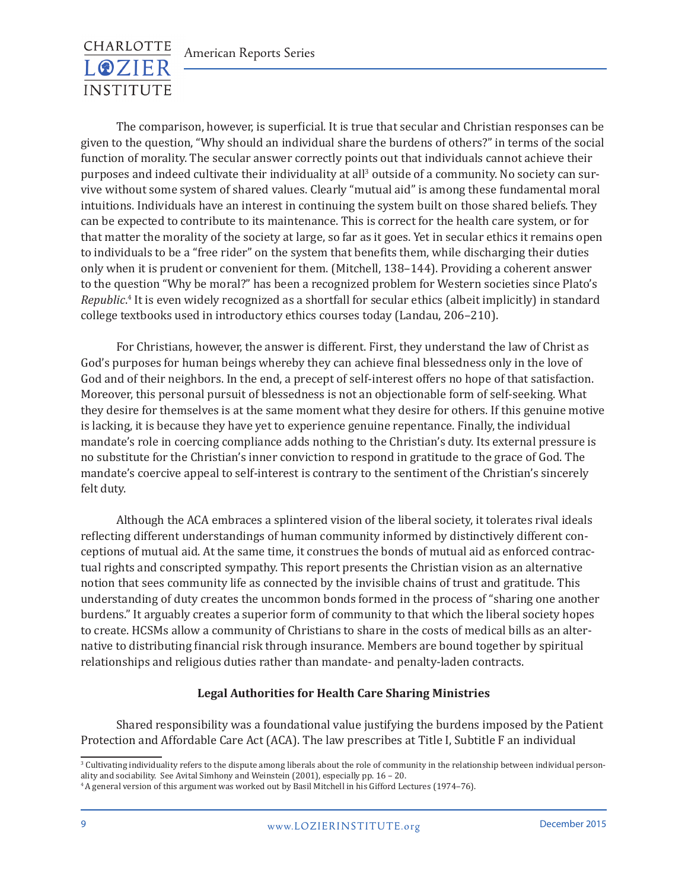The comparison, however, is superficial. It is true that secular and Christian responses can be given to the question, "Why should an individual share the burdens of others?" in terms of the social function of morality. The secular answer correctly points out that individuals cannot achieve their purposes and indeed cultivate their individuality at all[3] outside of a community. No society can survive without some system of shared values. Clearly "mutual aid" is among these fundamental moral intuitions. Individuals have an interest in continuing the system built on those shared beliefs. They can be expected to contribute to its maintenance. This is correct for the health care system, or for that matter the morality of the society at large, so far as it goes. Yet in secular ethics it remains open to individuals to be a "free rider" on the system that benefits them, while discharging their duties only when it is prudent or convenient for them. (Mitchell, 138–144). Providing a coherent answer to the question "Why be moral?" has been a recognized problem for Western societies since Plato's *Republic*.[4] It is even widely recognized as a shortfall for secular ethics (albeit implicitly) in standard college textbooks used in introductory ethics courses today (Landau, 206–210).

For Christians, however, the answer is different. First, they understand the law of Christ as God's purposes for human beings whereby they can achieve final blessedness only in the love of God and of their neighbors. In the end, a precept of self-interest offers no hope of that satisfaction. Moreover, this personal pursuit of blessedness is not an objectionable form of self-seeking. What they desire for themselves is at the same moment what they desire for others. If this genuine motive is lacking, it is because they have yet to experience genuine repentance. Finally, the individual mandate's role in coercing compliance adds nothing to the Christian's duty. Its external pressure is no substitute for the Christian's inner conviction to respond in gratitude to the grace of God. The mandate's coercive appeal to self-interest is contrary to the sentiment of the Christian's sincerely felt duty.

Although the ACA embraces a splintered vision of the liberal society, it tolerates rival ideals reflecting different understandings of human community informed by distinctively different conceptions of mutual aid. At the same time, it construes the bonds of mutual aid as enforced contractual rights and conscripted sympathy. This report presents the Christian vision as an alternative notion that sees community life as connected by the invisible chains of trust and gratitude. This understanding of duty creates the uncommon bonds formed in the process of "sharing one another burdens." It arguably creates a superior form of community to that which the liberal society hopes to create. HCSMs allow a community of Christians to share in the costs of medical bills as an alternative to distributing financial risk through insurance. Members are bound together by spiritual relationships and religious duties rather than mandate- and penalty-laden contracts.

**Legal Authorities for Health Care Sharing Ministries**

Shared responsibility was a foundational value justifying the burdens imposed by the Patient Protection and Affordable Care Act (ACA). The law prescribes at Title I, Subtitle F an individual

---

[3] Cultivating individuality refers to the dispute among liberals about the role of community in the relationship between individual personality and sociability. See Avital Simhony and Weinstein (2001), especially pp. 16 – 20.

[4] A general version of this argument was worked out by Basil Mitchell in his Gifford Lectures (1974–76).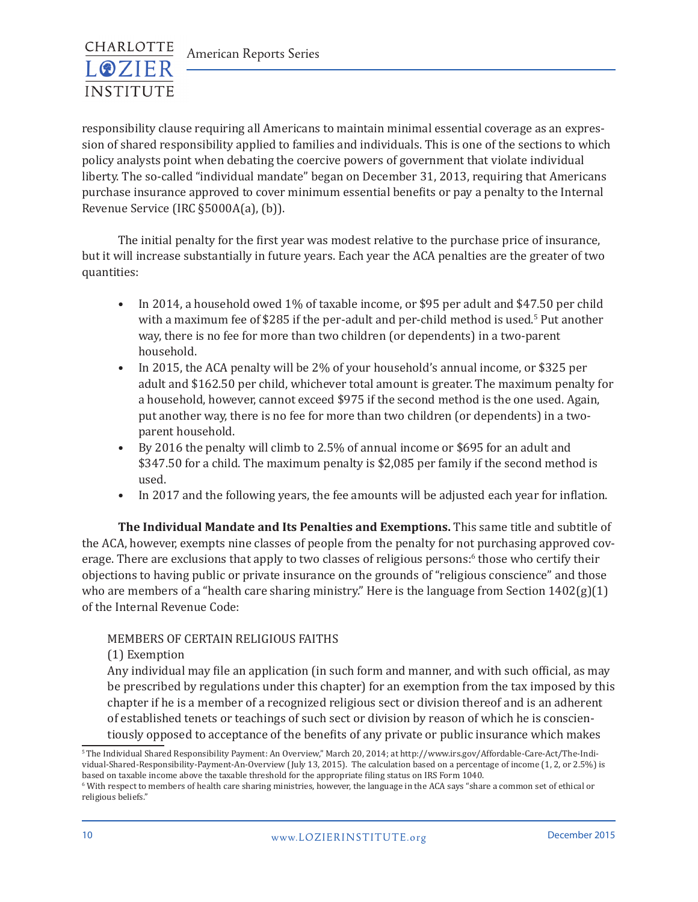responsibility clause requiring all Americans to maintain minimal essential coverage as an expression of shared responsibility applied to families and individuals. This is one of the sections to which policy analysts point when debating the coercive powers of government that violate individual liberty. The so-called "individual mandate" began on December 31, 2013, requiring that Americans purchase insurance approved to cover minimum essential benefits or pay a penalty to the Internal Revenue Service (IRC §5000A(a), (b)).

The initial penalty for the first year was modest relative to the purchase price of insurance, but it will increase substantially in future years. Each year the ACA penalties are the greater of two quantities:

- In 2014, a household owed 1% of taxable income, or $95 per adult and $47.50 per child with a maximum fee of $285 if the per-adult and per-child method is used.[5] Put another way, there is no fee for more than two children (or dependents) in a two-parent household.
- In 2015, the ACA penalty will be 2% of your household's annual income, or $325 per adult and $162.50 per child, whichever total amount is greater. The maximum penalty for a household, however, cannot exceed $975 if the second method is the one used. Again, put another way, there is no fee for more than two children (or dependents) in a two-parent household.
- By 2016 the penalty will climb to 2.5% of annual income or $695 for an adult and $347.50 for a child. The maximum penalty is $2,085 per family if the second method is used.
- In 2017 and the following years, the fee amounts will be adjusted each year for inflation.

**The Individual Mandate and Its Penalties and Exemptions.** This same title and subtitle of the ACA, however, exempts nine classes of people from the penalty for not purchasing approved coverage. There are exclusions that apply to two classes of religious persons:[6] those who certify their objections to having public or private insurance on the grounds of "religious conscience" and those who are members of a "health care sharing ministry." Here is the language from Section 1402(g)(1) of the Internal Revenue Code:

> MEMBERS OF CERTAIN RELIGIOUS FAITHS
>
> (1) Exemption
>
> Any individual may file an application (in such form and manner, and with such official, as may be prescribed by regulations under this chapter) for an exemption from the tax imposed by this chapter if he is a member of a recognized religious sect or division thereof and is an adherent of established tenets or teachings of such sect or division by reason of which he is conscientiously opposed to acceptance of the benefits of any private or public insurance which makes

---

[5] The Individual Shared Responsibility Payment: An Overview," March 20, 2014; at http://www.irs.gov/Affordable-Care-Act/The-Individual-Shared-Responsibility-Payment-An-Overview (July 13, 2015). The calculation based on a percentage of income (1, 2, or 2.5%) is based on taxable income above the taxable threshold for the appropriate filing status on IRS Form 1040.

[6] With respect to members of health care sharing ministries, however, the language in the ACA says "share a common set of ethical or religious beliefs."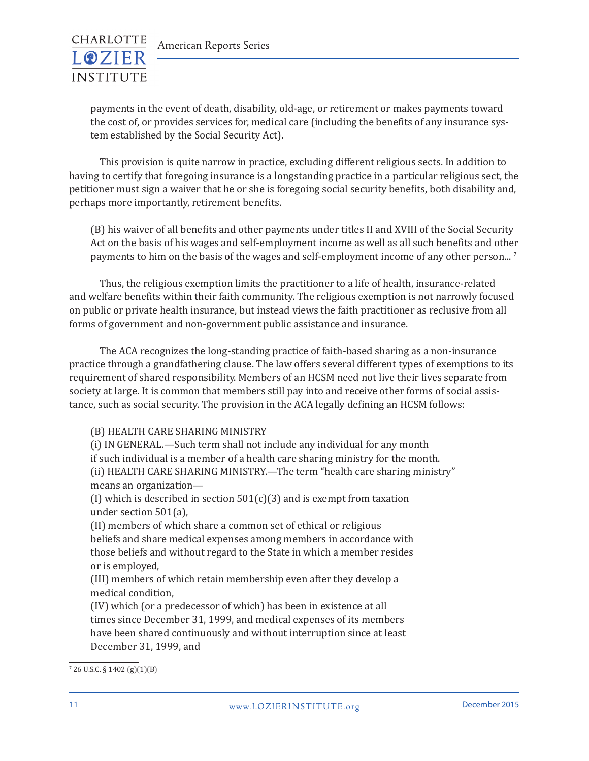payments in the event of death, disability, old-age, or retirement or makes payments toward the cost of, or provides services for, medical care (including the benefits of any insurance system established by the Social Security Act).

This provision is quite narrow in practice, excluding different religious sects. In addition to having to certify that foregoing insurance is a longstanding practice in a particular religious sect, the petitioner must sign a waiver that he or she is foregoing social security benefits, both disability and, perhaps more importantly, retirement benefits.

> (B) his waiver of all benefits and other payments under titles II and XVIII of the Social Security Act on the basis of his wages and self-employment income as well as all such benefits and other payments to him on the basis of the wages and self-employment income of any other person... [7]

Thus, the religious exemption limits the practitioner to a life of health, insurance-related and welfare benefits within their faith community. The religious exemption is not narrowly focused on public or private health insurance, but instead views the faith practitioner as reclusive from all forms of government and non-government public assistance and insurance.

The ACA recognizes the long-standing practice of faith-based sharing as a non-insurance practice through a grandfathering clause. The law offers several different types of exemptions to its requirement of shared responsibility. Members of an HCSM need not live their lives separate from society at large. It is common that members still pay into and receive other forms of social assistance, such as social security. The provision in the ACA legally defining an HCSM follows:

> (B) HEALTH CARE SHARING MINISTRY
> (i) IN GENERAL.—Such term shall not include any individual for any month if such individual is a member of a health care sharing ministry for the month.
> (ii) HEALTH CARE SHARING MINISTRY.—The term "health care sharing ministry" means an organization—
> (I) which is described in section 501(c)(3) and is exempt from taxation under section 501(a),
> (II) members of which share a common set of ethical or religious beliefs and share medical expenses among members in accordance with those beliefs and without regard to the State in which a member resides or is employed,
> (III) members of which retain membership even after they develop a medical condition,
> (IV) which (or a predecessor of which) has been in existence at all times since December 31, 1999, and medical expenses of its members have been shared continuously and without interruption since at least December 31, 1999, and

[7] 26 U.S.C. § 1402 (g)(1)(B)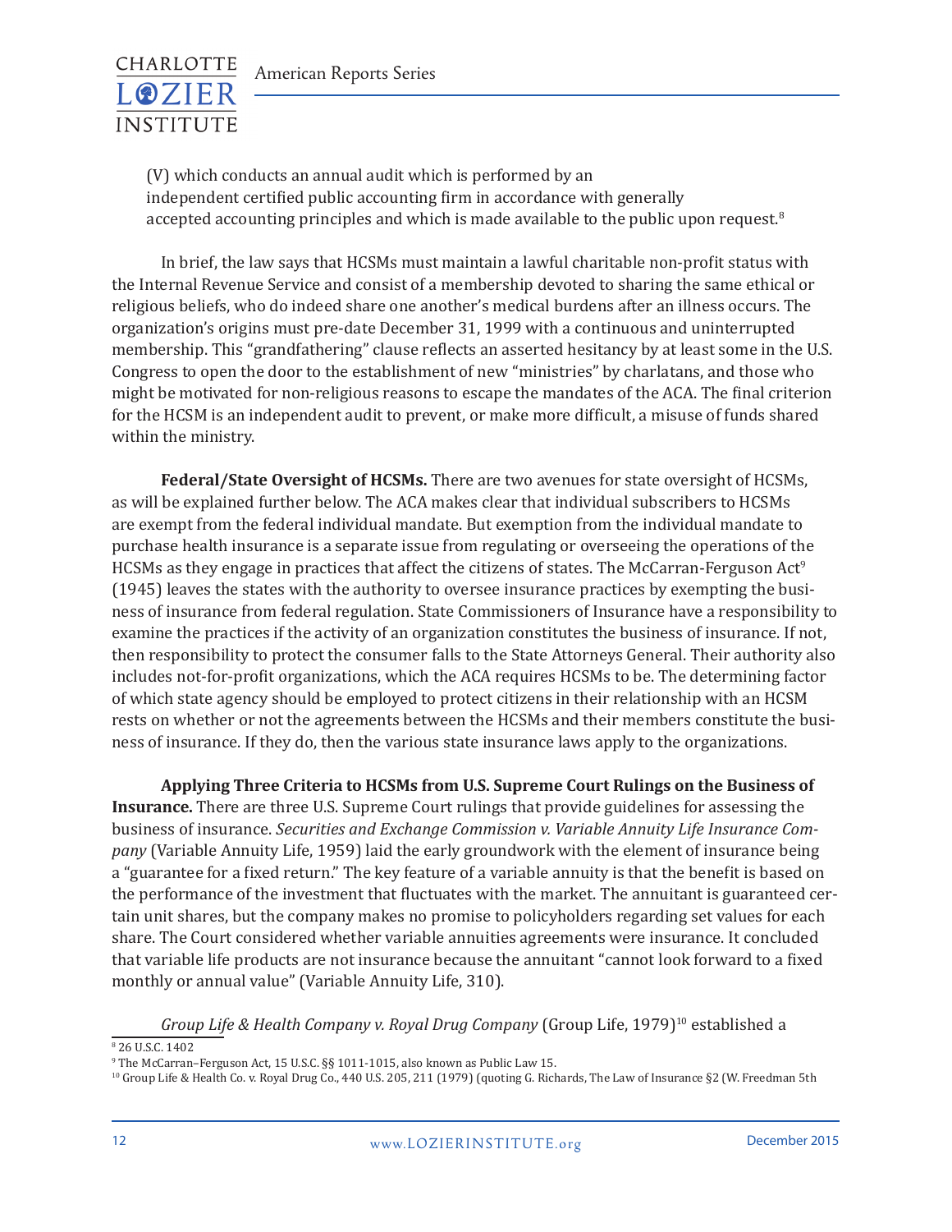(V) which conducts an annual audit which is performed by an independent certified public accounting firm in accordance with generally accepted accounting principles and which is made available to the public upon request.[8]

In brief, the law says that HCSMs must maintain a lawful charitable non-profit status with the Internal Revenue Service and consist of a membership devoted to sharing the same ethical or religious beliefs, who do indeed share one another's medical burdens after an illness occurs. The organization's origins must pre-date December 31, 1999 with a continuous and uninterrupted membership. This "grandfathering" clause reflects an asserted hesitancy by at least some in the U.S. Congress to open the door to the establishment of new "ministries" by charlatans, and those who might be motivated for non-religious reasons to escape the mandates of the ACA. The final criterion for the HCSM is an independent audit to prevent, or make more difficult, a misuse of funds shared within the ministry.

**Federal/State Oversight of HCSMs.** There are two avenues for state oversight of HCSMs, as will be explained further below. The ACA makes clear that individual subscribers to HCSMs are exempt from the federal individual mandate. But exemption from the individual mandate to purchase health insurance is a separate issue from regulating or overseeing the operations of the HCSMs as they engage in practices that affect the citizens of states. The McCarran-Ferguson Act[9] (1945) leaves the states with the authority to oversee insurance practices by exempting the business of insurance from federal regulation. State Commissioners of Insurance have a responsibility to examine the practices if the activity of an organization constitutes the business of insurance. If not, then responsibility to protect the consumer falls to the State Attorneys General. Their authority also includes not-for-profit organizations, which the ACA requires HCSMs to be. The determining factor of which state agency should be employed to protect citizens in their relationship with an HCSM rests on whether or not the agreements between the HCSMs and their members constitute the business of insurance. If they do, then the various state insurance laws apply to the organizations.

**Applying Three Criteria to HCSMs from U.S. Supreme Court Rulings on the Business of Insurance.** There are three U.S. Supreme Court rulings that provide guidelines for assessing the business of insurance. *Securities and Exchange Commission v. Variable Annuity Life Insurance Company* (Variable Annuity Life, 1959) laid the early groundwork with the element of insurance being a "guarantee for a fixed return." The key feature of a variable annuity is that the benefit is based on the performance of the investment that fluctuates with the market. The annuitant is guaranteed certain unit shares, but the company makes no promise to policyholders regarding set values for each share. The Court considered whether variable annuities agreements were insurance. It concluded that variable life products are not insurance because the annuitant "cannot look forward to a fixed monthly or annual value" (Variable Annuity Life, 310).

*Group Life & Health Company v. Royal Drug Company* (Group Life, 1979)[10] established a

---

[8] 26 U.S.C. 1402

[9] The McCarran–Ferguson Act, 15 U.S.C. §§ 1011-1015, also known as Public Law 15.

[10] Group Life & Health Co. v. Royal Drug Co., 440 U.S. 205, 211 (1979) (quoting G. Richards, The Law of Insurance §2 (W. Freedman 5th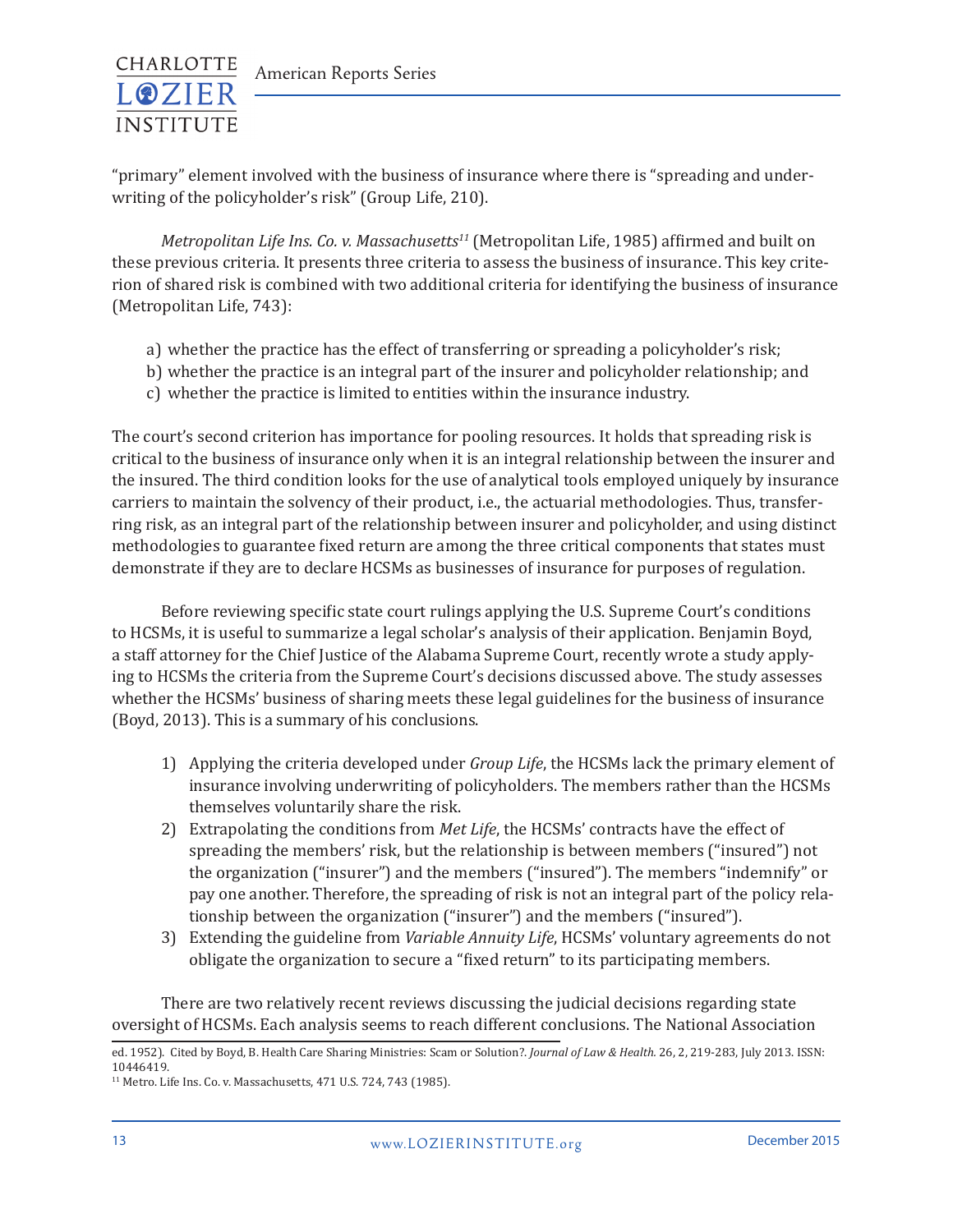"primary" element involved with the business of insurance where there is "spreading and underwriting of the policyholder's risk" (Group Life, 210).

*Metropolitan Life Ins. Co. v. Massachusetts*[11] (Metropolitan Life, 1985) affirmed and built on these previous criteria. It presents three criteria to assess the business of insurance. This key criterion of shared risk is combined with two additional criteria for identifying the business of insurance (Metropolitan Life, 743):

a) whether the practice has the effect of transferring or spreading a policyholder's risk;
b) whether the practice is an integral part of the insurer and policyholder relationship; and
c) whether the practice is limited to entities within the insurance industry.

The court's second criterion has importance for pooling resources. It holds that spreading risk is critical to the business of insurance only when it is an integral relationship between the insurer and the insured. The third condition looks for the use of analytical tools employed uniquely by insurance carriers to maintain the solvency of their product, i.e., the actuarial methodologies. Thus, transferring risk, as an integral part of the relationship between insurer and policyholder, and using distinct methodologies to guarantee fixed return are among the three critical components that states must demonstrate if they are to declare HCSMs as businesses of insurance for purposes of regulation.

Before reviewing specific state court rulings applying the U.S. Supreme Court's conditions to HCSMs, it is useful to summarize a legal scholar's analysis of their application. Benjamin Boyd, a staff attorney for the Chief Justice of the Alabama Supreme Court, recently wrote a study applying to HCSMs the criteria from the Supreme Court's decisions discussed above. The study assesses whether the HCSMs' business of sharing meets these legal guidelines for the business of insurance (Boyd, 2013). This is a summary of his conclusions.

1) Applying the criteria developed under *Group Life*, the HCSMs lack the primary element of insurance involving underwriting of policyholders. The members rather than the HCSMs themselves voluntarily share the risk.
2) Extrapolating the conditions from *Met Life*, the HCSMs' contracts have the effect of spreading the members' risk, but the relationship is between members ("insured") not the organization ("insurer") and the members ("insured"). The members "indemnify" or pay one another. Therefore, the spreading of risk is not an integral part of the policy relationship between the organization ("insurer") and the members ("insured").
3) Extending the guideline from *Variable Annuity Life*, HCSMs' voluntary agreements do not obligate the organization to secure a "fixed return" to its participating members.

There are two relatively recent reviews discussing the judicial decisions regarding state oversight of HCSMs. Each analysis seems to reach different conclusions. The National Association

ed. 1952). Cited by Boyd, B. Health Care Sharing Ministries: Scam or Solution?. *Journal of Law & Health.* 26, 2, 219-283, July 2013. ISSN: 10446419.

[11] Metro. Life Ins. Co. v. Massachusetts, 471 U.S. 724, 743 (1985).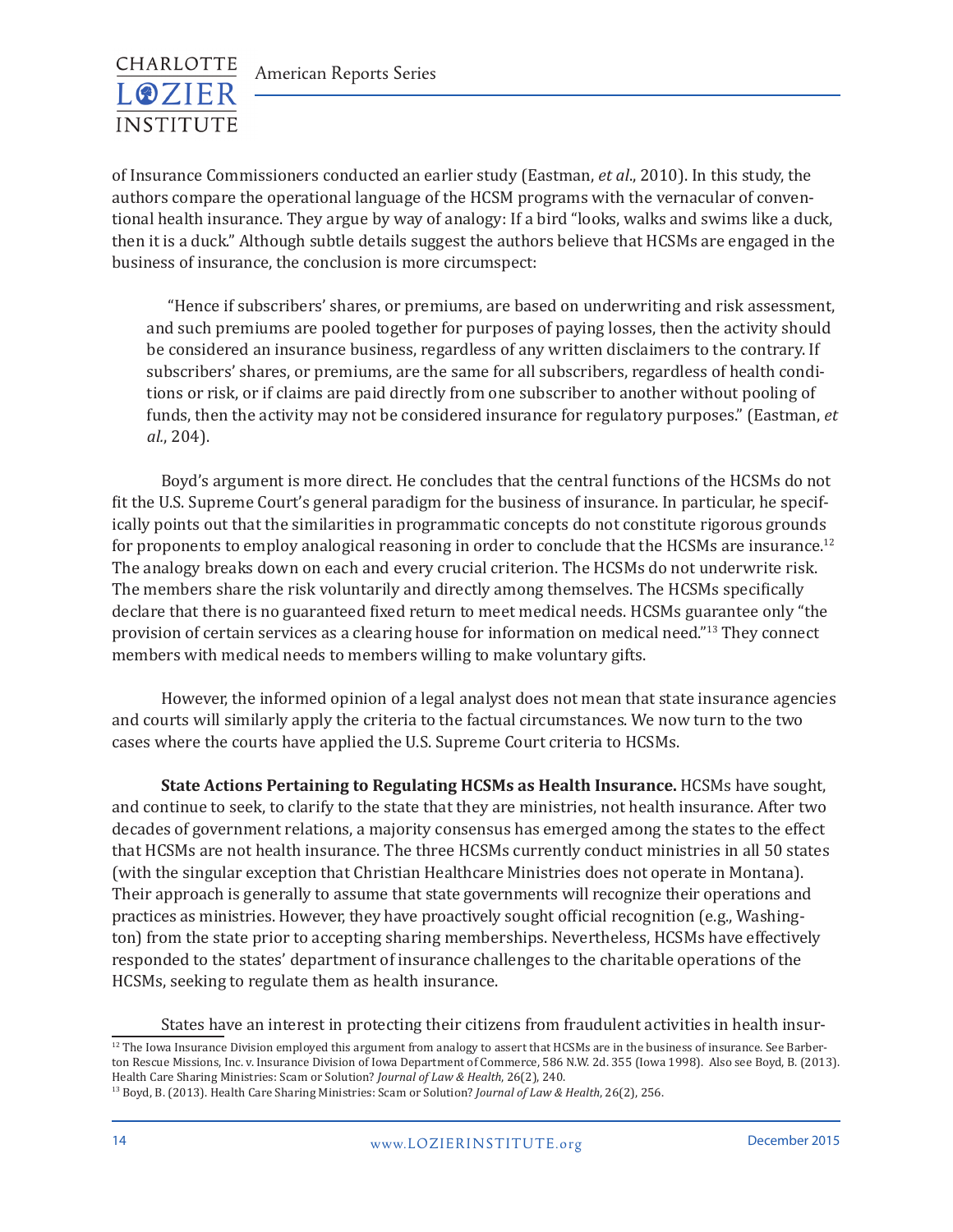of Insurance Commissioners conducted an earlier study (Eastman, *et al*., 2010). In this study, the authors compare the operational language of the HCSM programs with the vernacular of conventional health insurance. They argue by way of analogy: If a bird "looks, walks and swims like a duck, then it is a duck." Although subtle details suggest the authors believe that HCSMs are engaged in the business of insurance, the conclusion is more circumspect:

> "Hence if subscribers' shares, or premiums, are based on underwriting and risk assessment, and such premiums are pooled together for purposes of paying losses, then the activity should be considered an insurance business, regardless of any written disclaimers to the contrary. If subscribers' shares, or premiums, are the same for all subscribers, regardless of health conditions or risk, or if claims are paid directly from one subscriber to another without pooling of funds, then the activity may not be considered insurance for regulatory purposes." (Eastman, *et al*., 204).

Boyd's argument is more direct. He concludes that the central functions of the HCSMs do not fit the U.S. Supreme Court's general paradigm for the business of insurance. In particular, he specifically points out that the similarities in programmatic concepts do not constitute rigorous grounds for proponents to employ analogical reasoning in order to conclude that the HCSMs are insurance.[12] The analogy breaks down on each and every crucial criterion. The HCSMs do not underwrite risk. The members share the risk voluntarily and directly among themselves. The HCSMs specifically declare that there is no guaranteed fixed return to meet medical needs. HCSMs guarantee only "the provision of certain services as a clearing house for information on medical need."[13] They connect members with medical needs to members willing to make voluntary gifts.

However, the informed opinion of a legal analyst does not mean that state insurance agencies and courts will similarly apply the criteria to the factual circumstances. We now turn to the two cases where the courts have applied the U.S. Supreme Court criteria to HCSMs.

**State Actions Pertaining to Regulating HCSMs as Health Insurance.** HCSMs have sought, and continue to seek, to clarify to the state that they are ministries, not health insurance. After two decades of government relations, a majority consensus has emerged among the states to the effect that HCSMs are not health insurance. The three HCSMs currently conduct ministries in all 50 states (with the singular exception that Christian Healthcare Ministries does not operate in Montana). Their approach is generally to assume that state governments will recognize their operations and practices as ministries. However, they have proactively sought official recognition (e.g., Washington) from the state prior to accepting sharing memberships. Nevertheless, HCSMs have effectively responded to the states' department of insurance challenges to the charitable operations of the HCSMs, seeking to regulate them as health insurance.

States have an interest in protecting their citizens from fraudulent activities in health insur-

[12] The Iowa Insurance Division employed this argument from analogy to assert that HCSMs are in the business of insurance. See Barberton Rescue Missions, Inc. v. Insurance Division of Iowa Department of Commerce, 586 N.W. 2d. 355 (Iowa 1998). Also see Boyd, B. (2013). Health Care Sharing Ministries: Scam or Solution? *Journal of Law & Health*, 26(2), 240.

[13] Boyd, B. (2013). Health Care Sharing Ministries: Scam or Solution? *Journal of Law & Health*, 26(2), 256.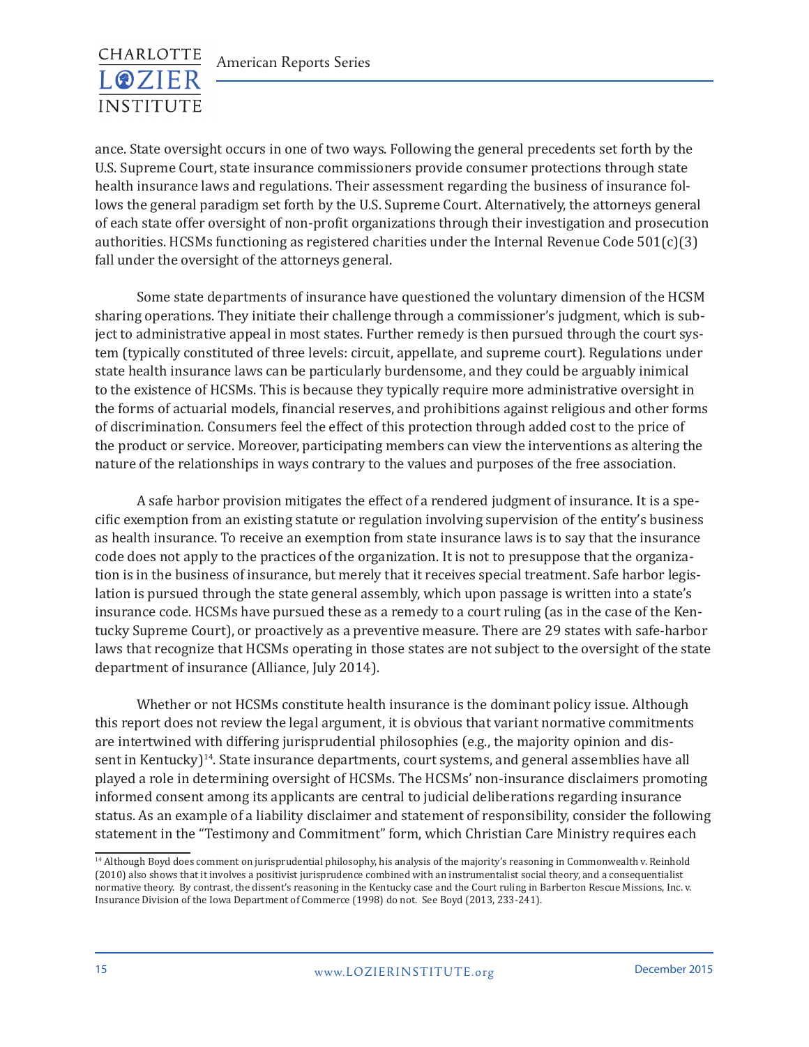ance. State oversight occurs in one of two ways. Following the general precedents set forth by the U.S. Supreme Court, state insurance commissioners provide consumer protections through state health insurance laws and regulations. Their assessment regarding the business of insurance follows the general paradigm set forth by the U.S. Supreme Court. Alternatively, the attorneys general of each state offer oversight of non-profit organizations through their investigation and prosecution authorities. HCSMs functioning as registered charities under the Internal Revenue Code 501(c)(3) fall under the oversight of the attorneys general.

Some state departments of insurance have questioned the voluntary dimension of the HCSM sharing operations. They initiate their challenge through a commissioner's judgment, which is subject to administrative appeal in most states. Further remedy is then pursued through the court system (typically constituted of three levels: circuit, appellate, and supreme court). Regulations under state health insurance laws can be particularly burdensome, and they could be arguably inimical to the existence of HCSMs. This is because they typically require more administrative oversight in the forms of actuarial models, financial reserves, and prohibitions against religious and other forms of discrimination. Consumers feel the effect of this protection through added cost to the price of the product or service. Moreover, participating members can view the interventions as altering the nature of the relationships in ways contrary to the values and purposes of the free association.

A safe harbor provision mitigates the effect of a rendered judgment of insurance. It is a specific exemption from an existing statute or regulation involving supervision of the entity's business as health insurance. To receive an exemption from state insurance laws is to say that the insurance code does not apply to the practices of the organization. It is not to presuppose that the organization is in the business of insurance, but merely that it receives special treatment. Safe harbor legislation is pursued through the state general assembly, which upon passage is written into a state's insurance code. HCSMs have pursued these as a remedy to a court ruling (as in the case of the Kentucky Supreme Court), or proactively as a preventive measure. There are 29 states with safe-harbor laws that recognize that HCSMs operating in those states are not subject to the oversight of the state department of insurance (Alliance, July 2014).

Whether or not HCSMs constitute health insurance is the dominant policy issue. Although this report does not review the legal argument, it is obvious that variant normative commitments are intertwined with differing jurisprudential philosophies (e.g., the majority opinion and dissent in Kentucky)[14]. State insurance departments, court systems, and general assemblies have all played a role in determining oversight of HCSMs. The HCSMs' non-insurance disclaimers promoting informed consent among its applicants are central to judicial deliberations regarding insurance status. As an example of a liability disclaimer and statement of responsibility, consider the following statement in the "Testimony and Commitment" form, which Christian Care Ministry requires each

[14] Although Boyd does comment on jurisprudential philosophy, his analysis of the majority's reasoning in Commonwealth v. Reinhold (2010) also shows that it involves a positivist jurisprudence combined with an instrumentalist social theory, and a consequentialist normative theory. By contrast, the dissent's reasoning in the Kentucky case and the Court ruling in Barberton Rescue Missions, Inc. v. Insurance Division of the Iowa Department of Commerce (1998) do not. See Boyd (2013, 233-241).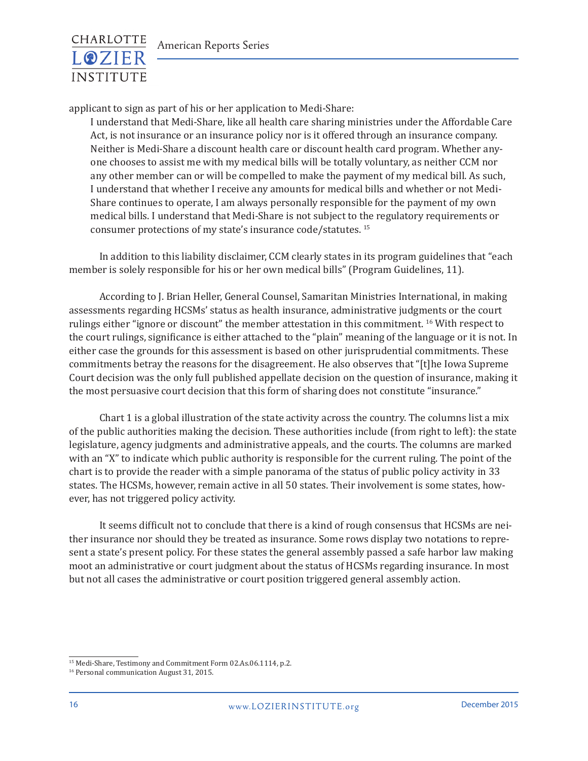applicant to sign as part of his or her application to Medi-Share:

> I understand that Medi-Share, like all health care sharing ministries under the Affordable Care Act, is not insurance or an insurance policy nor is it offered through an insurance company. Neither is Medi-Share a discount health care or discount health card program. Whether anyone chooses to assist me with my medical bills will be totally voluntary, as neither CCM nor any other member can or will be compelled to make the payment of my medical bill. As such, I understand that whether I receive any amounts for medical bills and whether or not Medi-Share continues to operate, I am always personally responsible for the payment of my own medical bills. I understand that Medi-Share is not subject to the regulatory requirements or consumer protections of my state's insurance code/statutes. [15]

In addition to this liability disclaimer, CCM clearly states in its program guidelines that "each member is solely responsible for his or her own medical bills" (Program Guidelines, 11).

According to J. Brian Heller, General Counsel, Samaritan Ministries International, in making assessments regarding HCSMs' status as health insurance, administrative judgments or the court rulings either "ignore or discount" the member attestation in this commitment. [16] With respect to the court rulings, significance is either attached to the "plain" meaning of the language or it is not. In either case the grounds for this assessment is based on other jurisprudential commitments. These commitments betray the reasons for the disagreement. He also observes that "[t]he Iowa Supreme Court decision was the only full published appellate decision on the question of insurance, making it the most persuasive court decision that this form of sharing does not constitute "insurance."

Chart 1 is a global illustration of the state activity across the country. The columns list a mix of the public authorities making the decision. These authorities include (from right to left): the state legislature, agency judgments and administrative appeals, and the courts. The columns are marked with an "X" to indicate which public authority is responsible for the current ruling. The point of the chart is to provide the reader with a simple panorama of the status of public policy activity in 33 states. The HCSMs, however, remain active in all 50 states. Their involvement is some states, however, has not triggered policy activity.

It seems difficult not to conclude that there is a kind of rough consensus that HCSMs are neither insurance nor should they be treated as insurance. Some rows display two notations to represent a state's present policy. For these states the general assembly passed a safe harbor law making moot an administrative or court judgment about the status of HCSMs regarding insurance. In most but not all cases the administrative or court position triggered general assembly action.

---

[15] Medi-Share, Testimony and Commitment Form 02.As.06.1114, p.2.

[16] Personal communication August 31, 2015.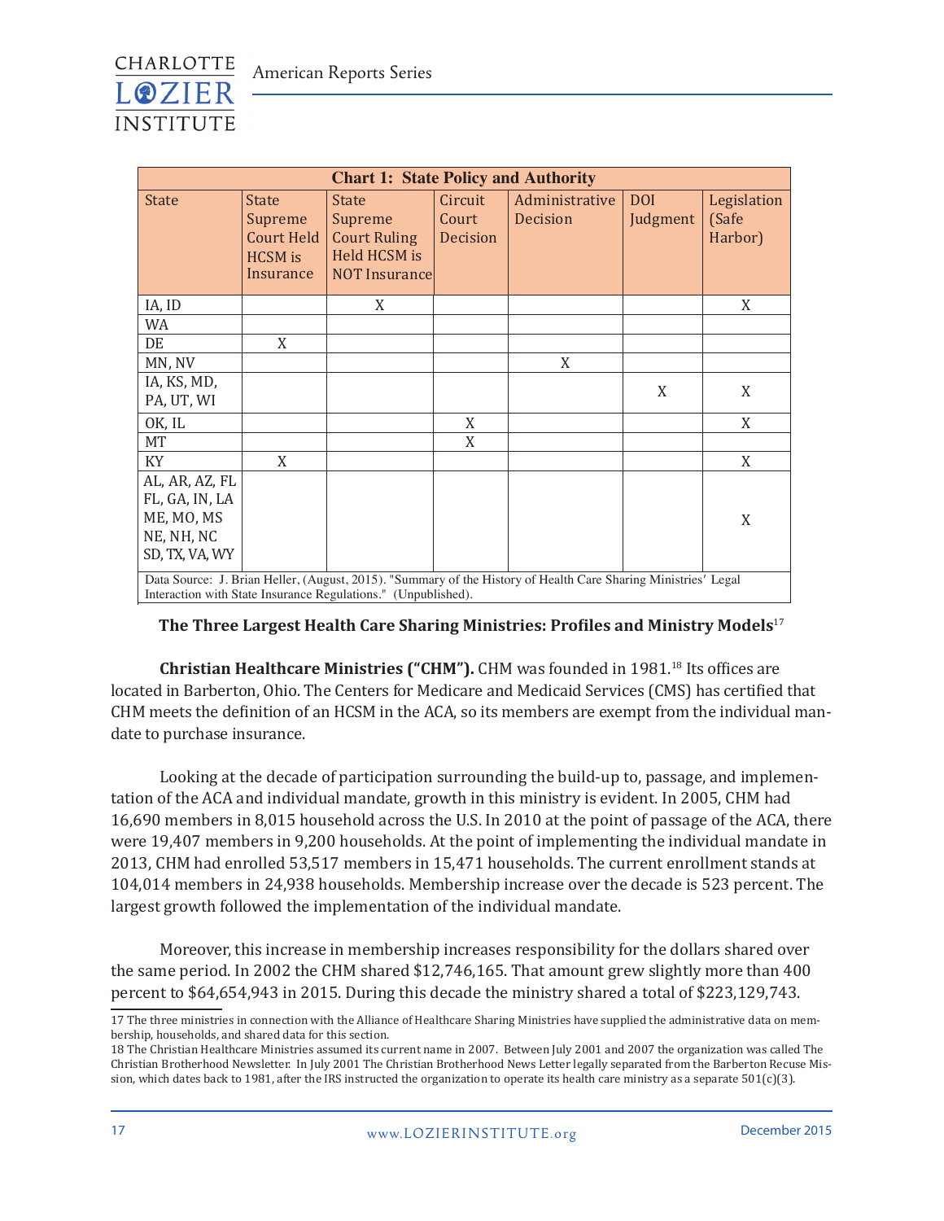| Chart 1: State Policy and Authority | | | | | | |
|---|---|---|---|---|---|---|
| State | State Supreme Court Held HCSM is Insurance | State Supreme Court Ruling Held HCSM is NOT Insurance | Circuit Court Decision | Administrative Decision | DOI Judgment | Legislation (Safe Harbor) |
| IA, ID | | X | | | | X |
| WA | | | | | | |
| DE | X | | | | | |
| MN, NV | | | | X | | |
| IA, KS, MD, PA, UT, WI | | | | | X | X |
| OK, IL | | | X | | | X |
| MT | | | X | | | |
| KY | X | | | | | X |
| AL, AR, AZ, FL FL, GA, IN, LA ME, MO, MS NE, NH, NC SD, TX, VA, WY | | | | | | X |

Data Source: J. Brian Heller, (August, 2015). "Summary of the History of Health Care Sharing Ministries' Legal Interaction with State Insurance Regulations." (Unpublished).

**The Three Largest Health Care Sharing Ministries: Profiles and Ministry Models**[17]

**Christian Healthcare Ministries ("CHM").** CHM was founded in 1981.[18] Its offices are located in Barberton, Ohio. The Centers for Medicare and Medicaid Services (CMS) has certified that CHM meets the definition of an HCSM in the ACA, so its members are exempt from the individual mandate to purchase insurance.

Looking at the decade of participation surrounding the build-up to, passage, and implementation of the ACA and individual mandate, growth in this ministry is evident. In 2005, CHM had 16,690 members in 8,015 household across the U.S. In 2010 at the point of passage of the ACA, there were 19,407 members in 9,200 households. At the point of implementing the individual mandate in 2013, CHM had enrolled 53,517 members in 15,471 households. The current enrollment stands at 104,014 members in 24,938 households. Membership increase over the decade is 523 percent. The largest growth followed the implementation of the individual mandate.

Moreover, this increase in membership increases responsibility for the dollars shared over the same period. In 2002 the CHM shared $12,746,165. That amount grew slightly more than 400 percent to $64,654,943 in 2015. During this decade the ministry shared a total of $223,129,743.

17 The three ministries in connection with the Alliance of Healthcare Sharing Ministries have supplied the administrative data on membership, households, and shared data for this section.

18 The Christian Healthcare Ministries assumed its current name in 2007. Between July 2001 and 2007 the organization was called The Christian Brotherhood Newsletter. In July 2001 The Christian Brotherhood News Letter legally separated from the Barberton Recuse Mission, which dates back to 1981, after the IRS instructed the organization to operate its health care ministry as a separate 501(c)(3).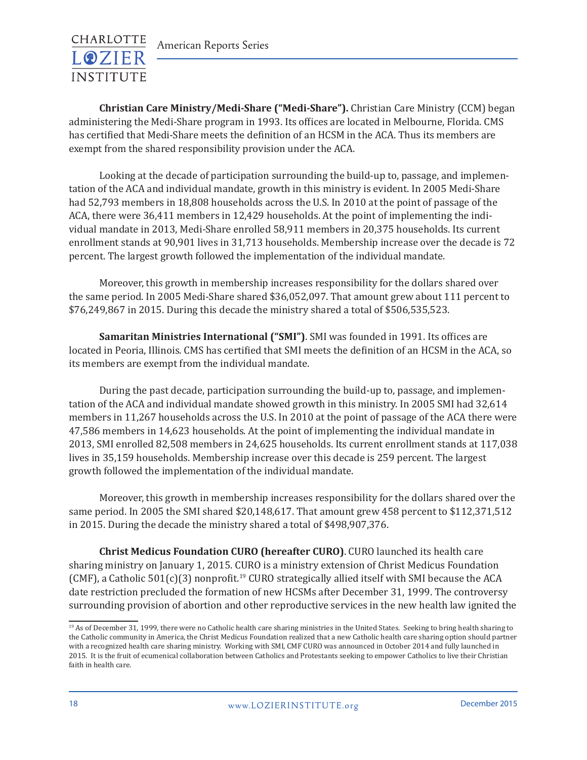**Christian Care Ministry/Medi-Share ("Medi-Share").** Christian Care Ministry (CCM) began administering the Medi-Share program in 1993. Its offices are located in Melbourne, Florida. CMS has certified that Medi-Share meets the definition of an HCSM in the ACA. Thus its members are exempt from the shared responsibility provision under the ACA.

Looking at the decade of participation surrounding the build-up to, passage, and implementation of the ACA and individual mandate, growth in this ministry is evident. In 2005 Medi-Share had 52,793 members in 18,808 households across the U.S. In 2010 at the point of passage of the ACA, there were 36,411 members in 12,429 households. At the point of implementing the individual mandate in 2013, Medi-Share enrolled 58,911 members in 20,375 households. Its current enrollment stands at 90,901 lives in 31,713 households. Membership increase over the decade is 72 percent. The largest growth followed the implementation of the individual mandate.

Moreover, this growth in membership increases responsibility for the dollars shared over the same period. In 2005 Medi-Share shared $36,052,097. That amount grew about 111 percent to $76,249,867 in 2015. During this decade the ministry shared a total of $506,535,523.

**Samaritan Ministries International ("SMI")**. SMI was founded in 1991. Its offices are located in Peoria, Illinois. CMS has certified that SMI meets the definition of an HCSM in the ACA, so its members are exempt from the individual mandate.

During the past decade, participation surrounding the build-up to, passage, and implementation of the ACA and individual mandate showed growth in this ministry. In 2005 SMI had 32,614 members in 11,267 households across the U.S. In 2010 at the point of passage of the ACA there were 47,586 members in 14,623 households. At the point of implementing the individual mandate in 2013, SMI enrolled 82,508 members in 24,625 households. Its current enrollment stands at 117,038 lives in 35,159 households. Membership increase over this decade is 259 percent. The largest growth followed the implementation of the individual mandate.

Moreover, this growth in membership increases responsibility for the dollars shared over the same period. In 2005 the SMI shared $20,148,617. That amount grew 458 percent to $112,371,512 in 2015. During the decade the ministry shared a total of $498,907,376.

**Christ Medicus Foundation CURO (hereafter CURO)**. CURO launched its health care sharing ministry on January 1, 2015. CURO is a ministry extension of Christ Medicus Foundation (CMF), a Catholic 501(c)(3) nonprofit.[19] CURO strategically allied itself with SMI because the ACA date restriction precluded the formation of new HCSMs after December 31, 1999. The controversy surrounding provision of abortion and other reproductive services in the new health law ignited the

---

[19] As of December 31, 1999, there were no Catholic health care sharing ministries in the United States. Seeking to bring health sharing to the Catholic community in America, the Christ Medicus Foundation realized that a new Catholic health care sharing option should partner with a recognized health care sharing ministry. Working with SMI, CMF CURO was announced in October 2014 and fully launched in 2015. It is the fruit of ecumenical collaboration between Catholics and Protestants seeking to empower Catholics to live their Christian faith in health care.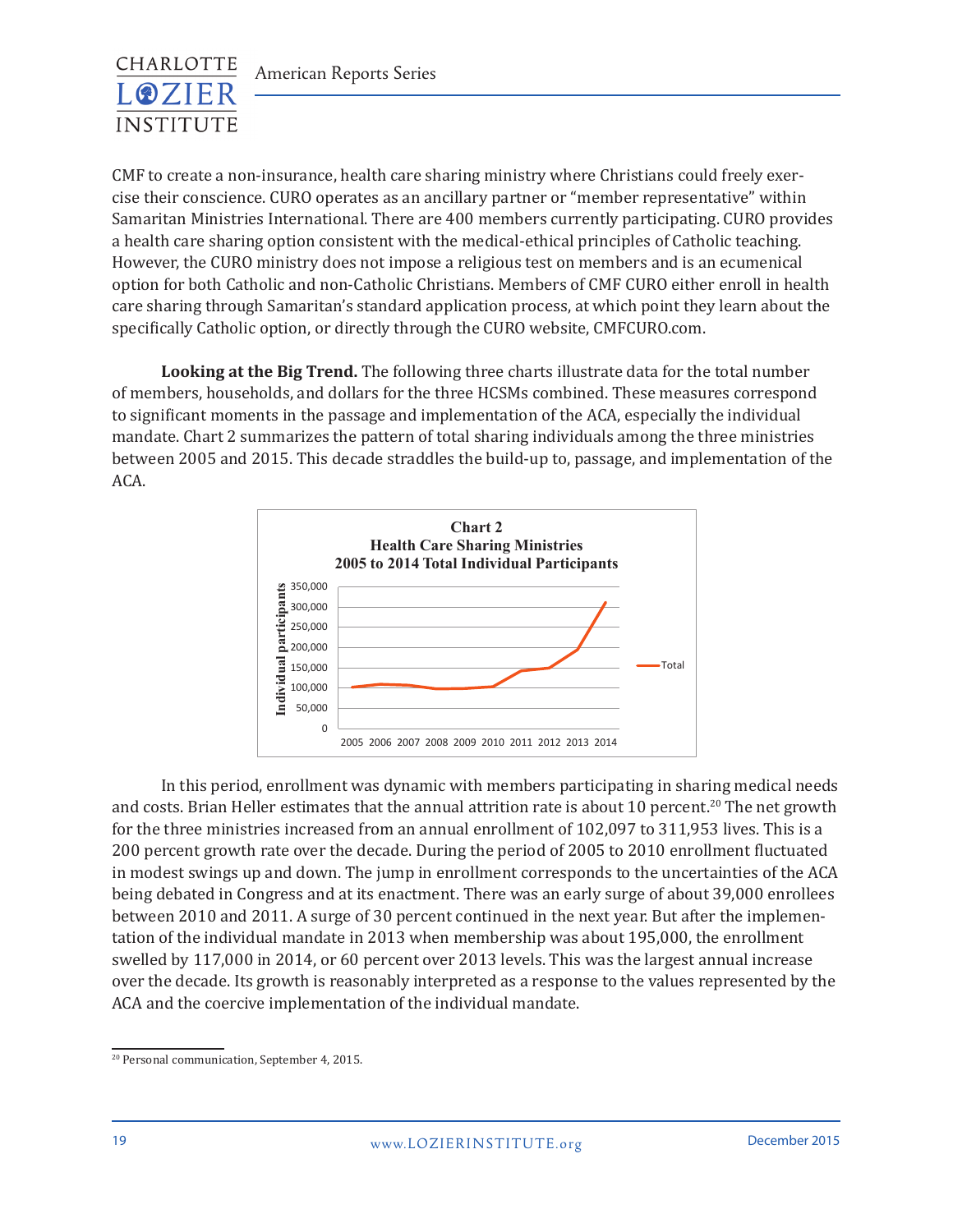CMF to create a non-insurance, health care sharing ministry where Christians could freely exercise their conscience. CURO operates as an ancillary partner or "member representative" within Samaritan Ministries International. There are 400 members currently participating. CURO provides a health care sharing option consistent with the medical-ethical principles of Catholic teaching. However, the CURO ministry does not impose a religious test on members and is an ecumenical option for both Catholic and non-Catholic Christians. Members of CMF CURO either enroll in health care sharing through Samaritan's standard application process, at which point they learn about the specifically Catholic option, or directly through the CURO website, CMFCURO.com.

**Looking at the Big Trend.** The following three charts illustrate data for the total number of members, households, and dollars for the three HCSMs combined. These measures correspond to significant moments in the passage and implementation of the ACA, especially the individual mandate. Chart 2 summarizes the pattern of total sharing individuals among the three ministries between 2005 and 2015. This decade straddles the build-up to, passage, and implementation of the ACA.

**Chart 2**
**Health Care Sharing Ministries**
**2005 to 2014 Total Individual Participants**

In this period, enrollment was dynamic with members participating in sharing medical needs and costs. Brian Heller estimates that the annual attrition rate is about 10 percent.[20] The net growth for the three ministries increased from an annual enrollment of 102,097 to 311,953 lives. This is a 200 percent growth rate over the decade. During the period of 2005 to 2010 enrollment fluctuated in modest swings up and down. The jump in enrollment corresponds to the uncertainties of the ACA being debated in Congress and at its enactment. There was an early surge of about 39,000 enrollees between 2010 and 2011. A surge of 30 percent continued in the next year. But after the implementation of the individual mandate in 2013 when membership was about 195,000, the enrollment swelled by 117,000 in 2014, or 60 percent over 2013 levels. This was the largest annual increase over the decade. Its growth is reasonably interpreted as a response to the values represented by the ACA and the coercive implementation of the individual mandate.

[20] Personal communication, September 4, 2015.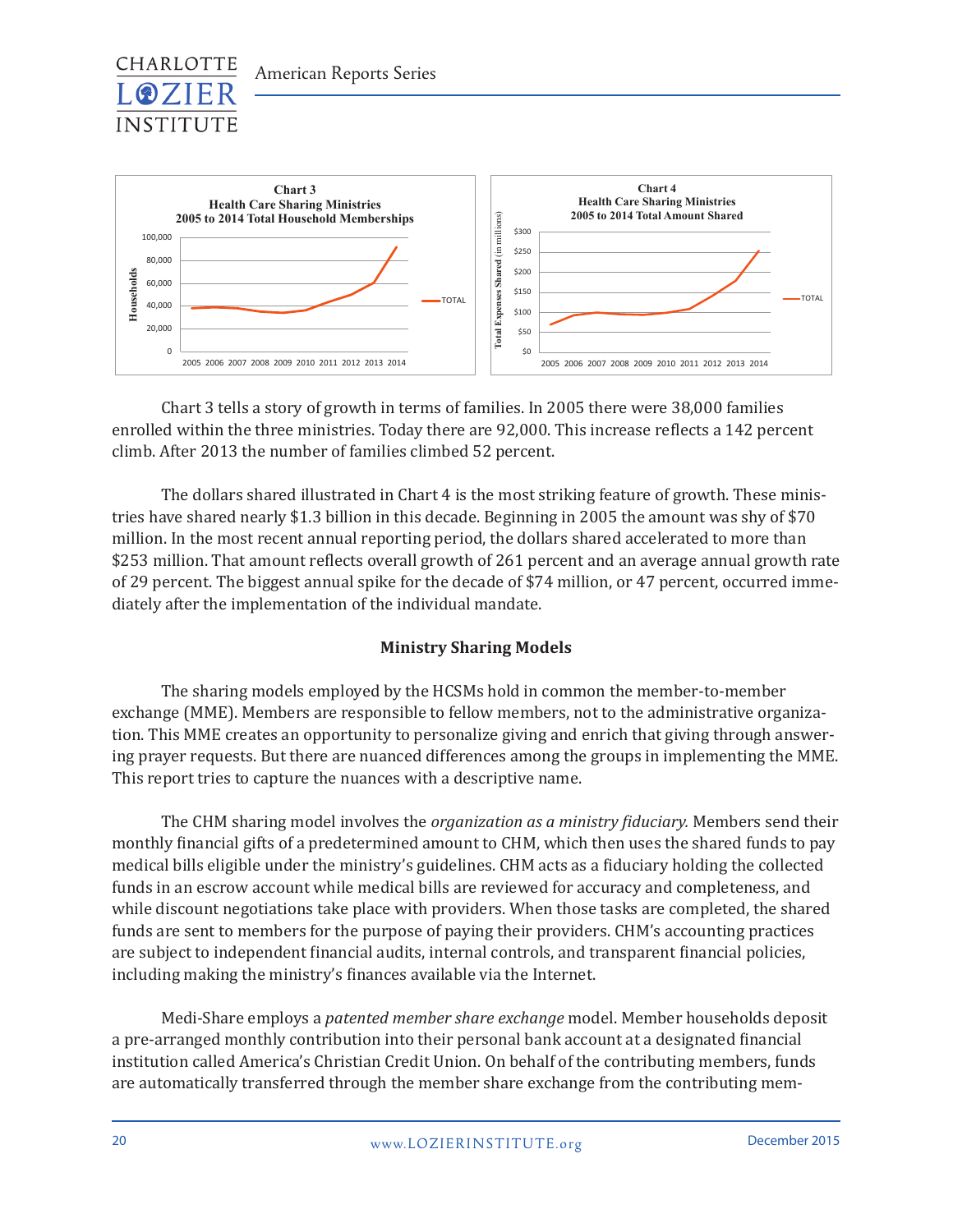**Chart 3**
**Health Care Sharing Ministries**
**2005 to 2014 Total Household Memberships**

**Chart 4**
**Health Care Sharing Ministries**
**2005 to 2014 Total Amount Shared**

Chart 3 tells a story of growth in terms of families. In 2005 there were 38,000 families enrolled within the three ministries. Today there are 92,000. This increase reflects a 142 percent climb. After 2013 the number of families climbed 52 percent.

The dollars shared illustrated in Chart 4 is the most striking feature of growth. These ministries have shared nearly $1.3 billion in this decade. Beginning in 2005 the amount was shy of $70 million. In the most recent annual reporting period, the dollars shared accelerated to more than $253 million. That amount reflects overall growth of 261 percent and an average annual growth rate of 29 percent. The biggest annual spike for the decade of $74 million, or 47 percent, occurred immediately after the implementation of the individual mandate.

### Ministry Sharing Models

The sharing models employed by the HCSMs hold in common the member-to-member exchange (MME). Members are responsible to fellow members, not to the administrative organization. This MME creates an opportunity to personalize giving and enrich that giving through answering prayer requests. But there are nuanced differences among the groups in implementing the MME. This report tries to capture the nuances with a descriptive name.

The CHM sharing model involves the *organization as a ministry fiduciary.* Members send their monthly financial gifts of a predetermined amount to CHM, which then uses the shared funds to pay medical bills eligible under the ministry's guidelines. CHM acts as a fiduciary holding the collected funds in an escrow account while medical bills are reviewed for accuracy and completeness, and while discount negotiations take place with providers. When those tasks are completed, the shared funds are sent to members for the purpose of paying their providers. CHM's accounting practices are subject to independent financial audits, internal controls, and transparent financial policies, including making the ministry's finances available via the Internet.

Medi-Share employs a *patented member share exchange* model. Member households deposit a pre-arranged monthly contribution into their personal bank account at a designated financial institution called America's Christian Credit Union. On behalf of the contributing members, funds are automatically transferred through the member share exchange from the contributing mem-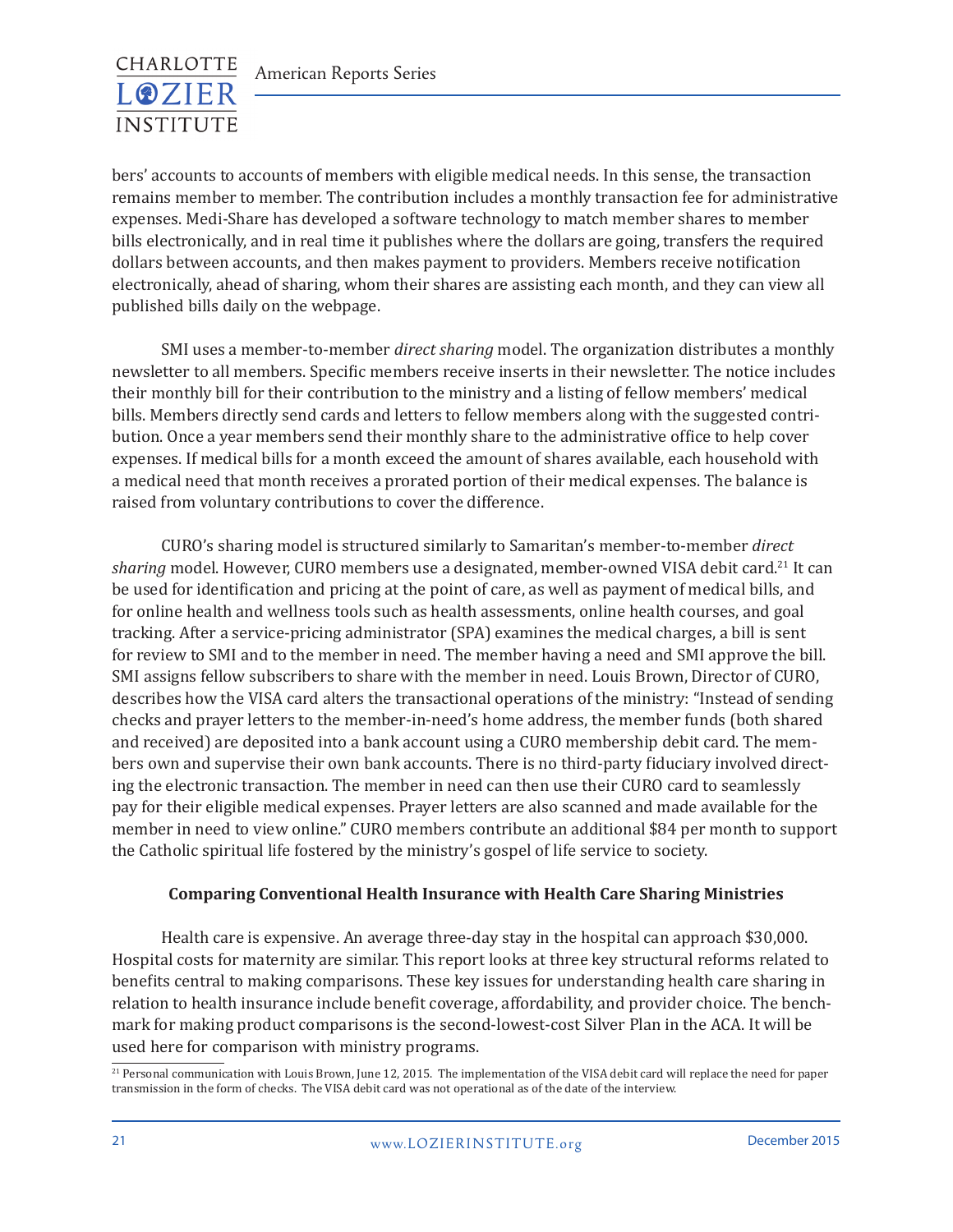bers' accounts to accounts of members with eligible medical needs. In this sense, the transaction remains member to member. The contribution includes a monthly transaction fee for administrative expenses. Medi-Share has developed a software technology to match member shares to member bills electronically, and in real time it publishes where the dollars are going, transfers the required dollars between accounts, and then makes payment to providers. Members receive notification electronically, ahead of sharing, whom their shares are assisting each month, and they can view all published bills daily on the webpage.

SMI uses a member-to-member *direct sharing* model. The organization distributes a monthly newsletter to all members. Specific members receive inserts in their newsletter. The notice includes their monthly bill for their contribution to the ministry and a listing of fellow members' medical bills. Members directly send cards and letters to fellow members along with the suggested contribution. Once a year members send their monthly share to the administrative office to help cover expenses. If medical bills for a month exceed the amount of shares available, each household with a medical need that month receives a prorated portion of their medical expenses. The balance is raised from voluntary contributions to cover the difference.

CURO's sharing model is structured similarly to Samaritan's member-to-member *direct sharing* model. However, CURO members use a designated, member-owned VISA debit card.[21] It can be used for identification and pricing at the point of care, as well as payment of medical bills, and for online health and wellness tools such as health assessments, online health courses, and goal tracking. After a service-pricing administrator (SPA) examines the medical charges, a bill is sent for review to SMI and to the member in need. The member having a need and SMI approve the bill. SMI assigns fellow subscribers to share with the member in need. Louis Brown, Director of CURO, describes how the VISA card alters the transactional operations of the ministry: "Instead of sending checks and prayer letters to the member-in-need's home address, the member funds (both shared and received) are deposited into a bank account using a CURO membership debit card. The members own and supervise their own bank accounts. There is no third-party fiduciary involved directing the electronic transaction. The member in need can then use their CURO card to seamlessly pay for their eligible medical expenses. Prayer letters are also scanned and made available for the member in need to view online." CURO members contribute an additional $84 per month to support the Catholic spiritual life fostered by the ministry's gospel of life service to society.

### Comparing Conventional Health Insurance with Health Care Sharing Ministries

Health care is expensive. An average three-day stay in the hospital can approach $30,000. Hospital costs for maternity are similar. This report looks at three key structural reforms related to benefits central to making comparisons. These key issues for understanding health care sharing in relation to health insurance include benefit coverage, affordability, and provider choice. The benchmark for making product comparisons is the second-lowest-cost Silver Plan in the ACA. It will be used here for comparison with ministry programs.

[21] Personal communication with Louis Brown, June 12, 2015. The implementation of the VISA debit card will replace the need for paper transmission in the form of checks. The VISA debit card was not operational as of the date of the interview.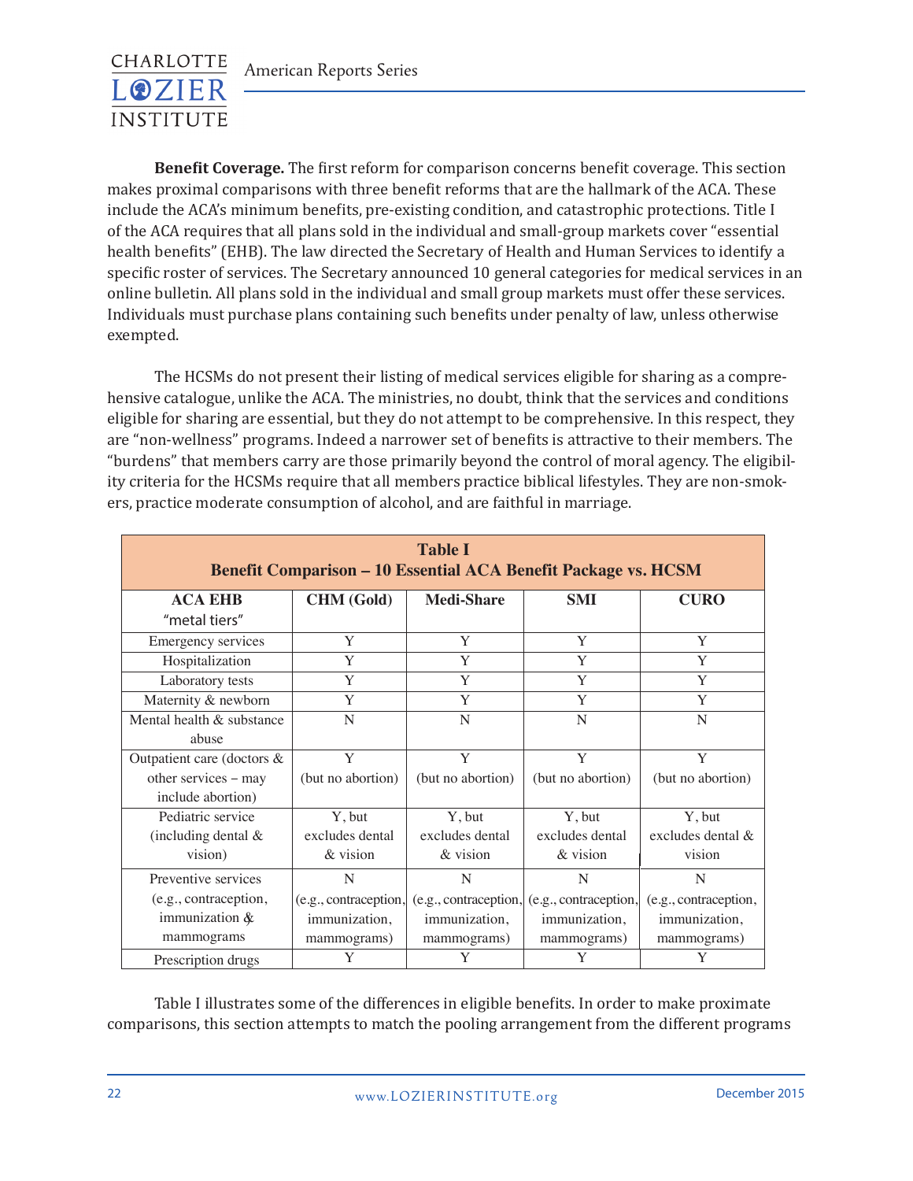**Benefit Coverage.** The first reform for comparison concerns benefit coverage. This section makes proximal comparisons with three benefit reforms that are the hallmark of the ACA. These include the ACA's minimum benefits, pre-existing condition, and catastrophic protections. Title I of the ACA requires that all plans sold in the individual and small-group markets cover "essential health benefits" (EHB). The law directed the Secretary of Health and Human Services to identify a specific roster of services. The Secretary announced 10 general categories for medical services in an online bulletin. All plans sold in the individual and small group markets must offer these services. Individuals must purchase plans containing such benefits under penalty of law, unless otherwise exempted.

The HCSMs do not present their listing of medical services eligible for sharing as a comprehensive catalogue, unlike the ACA. The ministries, no doubt, think that the services and conditions eligible for sharing are essential, but they do not attempt to be comprehensive. In this respect, they are "non-wellness" programs. Indeed a narrower set of benefits is attractive to their members. The "burdens" that members carry are those primarily beyond the control of moral agency. The eligibility criteria for the HCSMs require that all members practice biblical lifestyles. They are non-smokers, practice moderate consumption of alcohol, and are faithful in marriage.

**Table I**
**Benefit Comparison – 10 Essential ACA Benefit Package vs. HCSM**

| ACA EHB "metal tiers" | CHM (Gold) | Medi-Share | SMI | CURO |
|---|---|---|---|---|
| Emergency services | Y | Y | Y | Y |
| Hospitalization | Y | Y | Y | Y |
| Laboratory tests | Y | Y | Y | Y |
| Maternity & newborn | Y | Y | Y | Y |
| Mental health & substance abuse | N | N | N | N |
| Outpatient care (doctors & other services – may include abortion) | Y (but no abortion) | Y (but no abortion) | Y (but no abortion) | Y (but no abortion) |
| Pediatric service (including dental & vision) | Y, but excludes dental & vision | Y, but excludes dental & vision | Y, but excludes dental & vision | Y, but excludes dental & vision |
| Preventive services (e.g., contraception, immunization & mammograms | N (e.g., contraception, immunization, mammograms) | N (e.g., contraception, immunization, mammograms) | N (e.g., contraception, immunization, mammograms) | N (e.g., contraception, immunization, mammograms) |
| Prescription drugs | Y | Y | Y | Y |

Table I illustrates some of the differences in eligible benefits. In order to make proximate comparisons, this section attempts to match the pooling arrangement from the different programs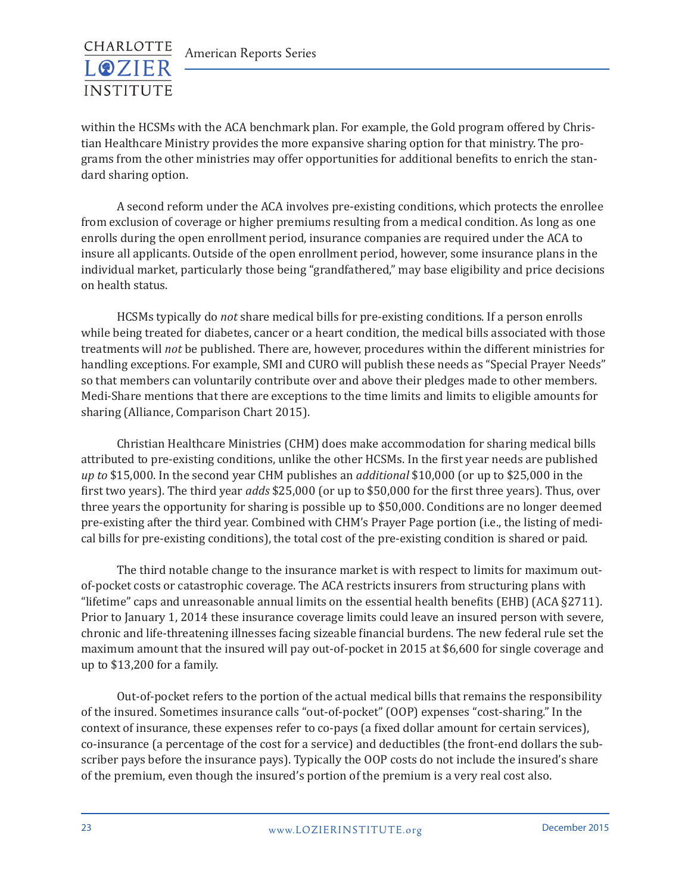within the HCSMs with the ACA benchmark plan. For example, the Gold program offered by Christian Healthcare Ministry provides the more expansive sharing option for that ministry. The programs from the other ministries may offer opportunities for additional benefits to enrich the standard sharing option.

A second reform under the ACA involves pre-existing conditions, which protects the enrollee from exclusion of coverage or higher premiums resulting from a medical condition. As long as one enrolls during the open enrollment period, insurance companies are required under the ACA to insure all applicants. Outside of the open enrollment period, however, some insurance plans in the individual market, particularly those being "grandfathered," may base eligibility and price decisions on health status.

HCSMs typically do *not* share medical bills for pre-existing conditions. If a person enrolls while being treated for diabetes, cancer or a heart condition, the medical bills associated with those treatments will *not* be published. There are, however, procedures within the different ministries for handling exceptions. For example, SMI and CURO will publish these needs as "Special Prayer Needs" so that members can voluntarily contribute over and above their pledges made to other members. Medi-Share mentions that there are exceptions to the time limits and limits to eligible amounts for sharing (Alliance, Comparison Chart 2015).

Christian Healthcare Ministries (CHM) does make accommodation for sharing medical bills attributed to pre-existing conditions, unlike the other HCSMs. In the first year needs are published *up to* $15,000. In the second year CHM publishes an *additional* $10,000 (or up to $25,000 in the first two years). The third year *adds* $25,000 (or up to $50,000 for the first three years). Thus, over three years the opportunity for sharing is possible up to $50,000. Conditions are no longer deemed pre-existing after the third year. Combined with CHM's Prayer Page portion (i.e., the listing of medical bills for pre-existing conditions), the total cost of the pre-existing condition is shared or paid.

The third notable change to the insurance market is with respect to limits for maximum out-of-pocket costs or catastrophic coverage. The ACA restricts insurers from structuring plans with "lifetime" caps and unreasonable annual limits on the essential health benefits (EHB) (ACA §2711). Prior to January 1, 2014 these insurance coverage limits could leave an insured person with severe, chronic and life-threatening illnesses facing sizeable financial burdens. The new federal rule set the maximum amount that the insured will pay out-of-pocket in 2015 at $6,600 for single coverage and up to $13,200 for a family.

Out-of-pocket refers to the portion of the actual medical bills that remains the responsibility of the insured. Sometimes insurance calls "out-of-pocket" (OOP) expenses "cost-sharing." In the context of insurance, these expenses refer to co-pays (a fixed dollar amount for certain services), co-insurance (a percentage of the cost for a service) and deductibles (the front-end dollars the subscriber pays before the insurance pays). Typically the OOP costs do not include the insured's share of the premium, even though the insured's portion of the premium is a very real cost also.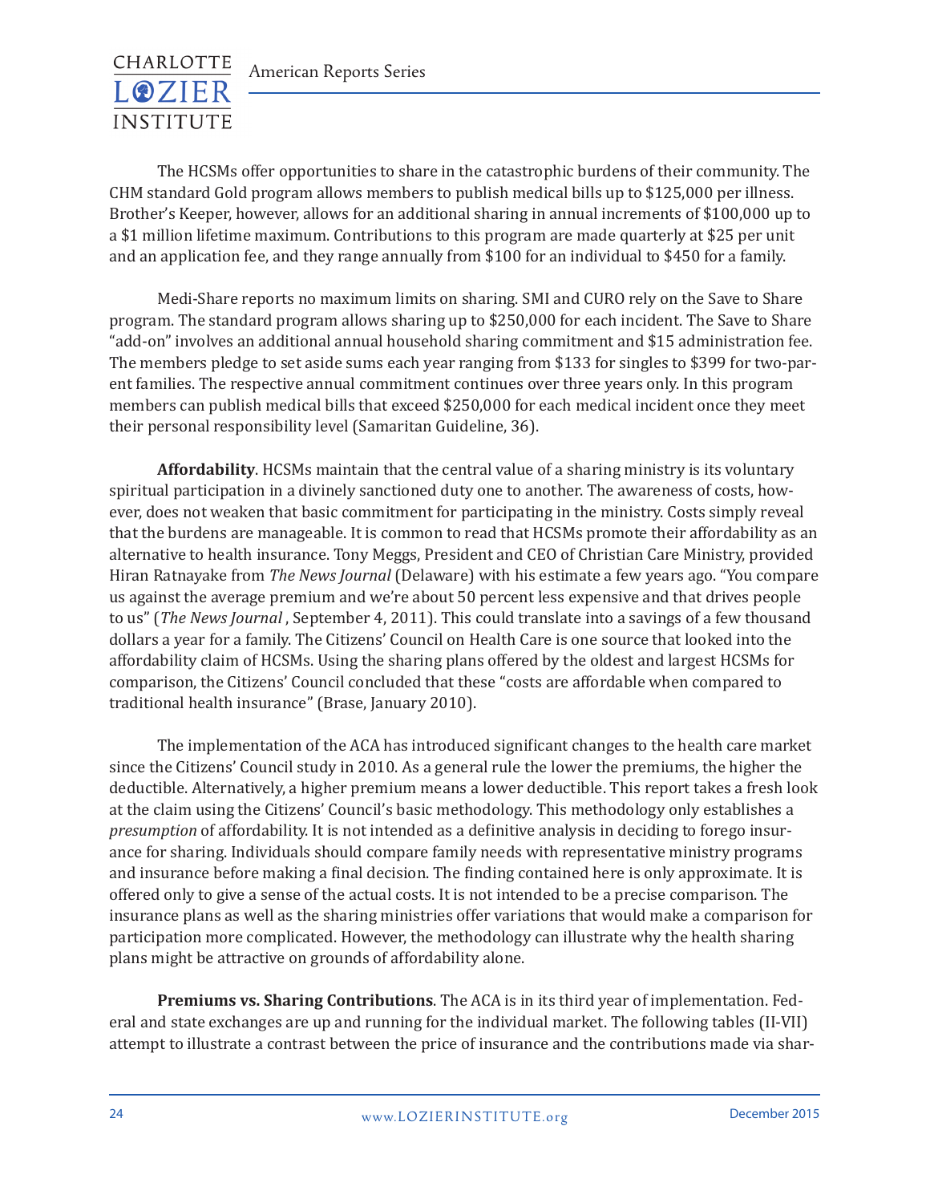The HCSMs offer opportunities to share in the catastrophic burdens of their community. The CHM standard Gold program allows members to publish medical bills up to $125,000 per illness. Brother's Keeper, however, allows for an additional sharing in annual increments of $100,000 up to a $1 million lifetime maximum. Contributions to this program are made quarterly at $25 per unit and an application fee, and they range annually from $100 for an individual to $450 for a family.

Medi-Share reports no maximum limits on sharing. SMI and CURO rely on the Save to Share program. The standard program allows sharing up to $250,000 for each incident. The Save to Share "add-on" involves an additional annual household sharing commitment and $15 administration fee. The members pledge to set aside sums each year ranging from $133 for singles to $399 for two-parent families. The respective annual commitment continues over three years only. In this program members can publish medical bills that exceed $250,000 for each medical incident once they meet their personal responsibility level (Samaritan Guideline, 36).

**Affordability**. HCSMs maintain that the central value of a sharing ministry is its voluntary spiritual participation in a divinely sanctioned duty one to another. The awareness of costs, however, does not weaken that basic commitment for participating in the ministry. Costs simply reveal that the burdens are manageable. It is common to read that HCSMs promote their affordability as an alternative to health insurance. Tony Meggs, President and CEO of Christian Care Ministry, provided Hiran Ratnayake from *The News Journal* (Delaware) with his estimate a few years ago. "You compare us against the average premium and we're about 50 percent less expensive and that drives people to us" (*The News Journal* , September 4, 2011). This could translate into a savings of a few thousand dollars a year for a family. The Citizens' Council on Health Care is one source that looked into the affordability claim of HCSMs. Using the sharing plans offered by the oldest and largest HCSMs for comparison, the Citizens' Council concluded that these "costs are affordable when compared to traditional health insurance" (Brase, January 2010).

The implementation of the ACA has introduced significant changes to the health care market since the Citizens' Council study in 2010. As a general rule the lower the premiums, the higher the deductible. Alternatively, a higher premium means a lower deductible. This report takes a fresh look at the claim using the Citizens' Council's basic methodology. This methodology only establishes a *presumption* of affordability. It is not intended as a definitive analysis in deciding to forego insurance for sharing. Individuals should compare family needs with representative ministry programs and insurance before making a final decision. The finding contained here is only approximate. It is offered only to give a sense of the actual costs. It is not intended to be a precise comparison. The insurance plans as well as the sharing ministries offer variations that would make a comparison for participation more complicated. However, the methodology can illustrate why the health sharing plans might be attractive on grounds of affordability alone.

**Premiums vs. Sharing Contributions**. The ACA is in its third year of implementation. Federal and state exchanges are up and running for the individual market. The following tables (II-VII) attempt to illustrate a contrast between the price of insurance and the contributions made via shar-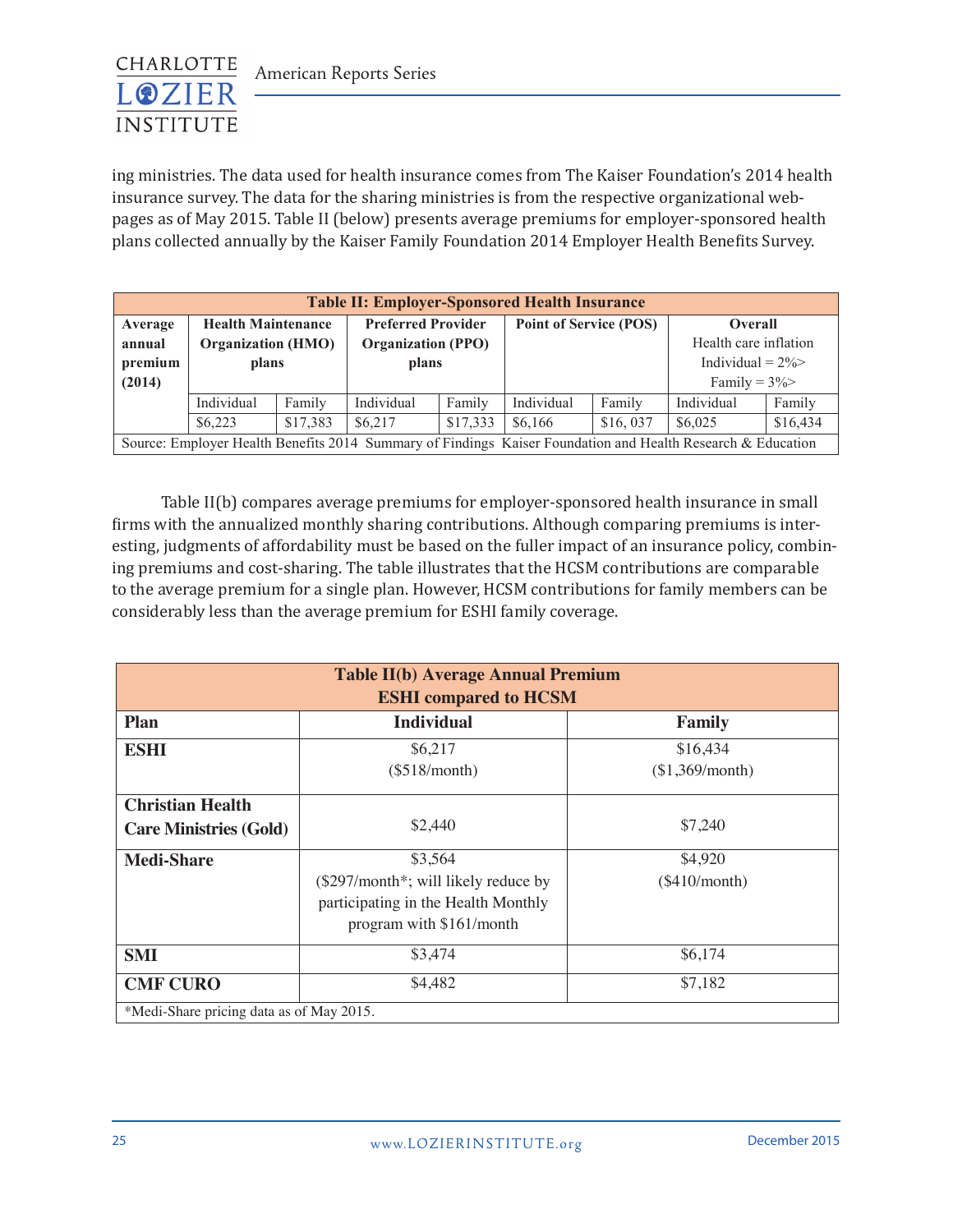ing ministries. The data used for health insurance comes from The Kaiser Foundation's 2014 health insurance survey. The data for the sharing ministries is from the respective organizational webpages as of May 2015. Table II (below) presents average premiums for employer-sponsored health plans collected annually by the Kaiser Family Foundation 2014 Employer Health Benefits Survey.

| Table II: Employer-Sponsored Health Insurance | | | | | | | | |
|---|---|---|---|---|---|---|---|---|
| **Average annual premium (2014)** | **Health Maintenance Organization (HMO) plans** | | **Preferred Provider Organization (PPO) plans** | | **Point of Service (POS)** | | **Overall** Health care inflation Individual = 2%> Family = 3%> | |
| | Individual | Family | Individual | Family | Individual | Family | Individual | Family |
| | $6,223 | $17,383 | $6,217 | $17,333 | $6,166 | $16, 037 | $6,025 | $16,434 |
| Source: Employer Health Benefits 2014 Summary of Findings Kaiser Foundation and Health Research & Education | | | | | | | | |

Table II(b) compares average premiums for employer-sponsored health insurance in small firms with the annualized monthly sharing contributions. Although comparing premiums is interesting, judgments of affordability must be based on the fuller impact of an insurance policy, combining premiums and cost-sharing. The table illustrates that the HCSM contributions are comparable to the average premium for a single plan. However, HCSM contributions for family members can be considerably less than the average premium for ESHI family coverage.

| Table II(b) Average Annual Premium ESHI compared to HCSM | | |
|---|---|---|
| **Plan** | **Individual** | **Family** |
| **ESHI** | $6,217 ($518/month) | $16,434 ($1,369/month) |
| **Christian Health Care Ministries (Gold)** | $2,440 | $7,240 |
| **Medi-Share** | $3,564 ($297/month*; will likely reduce by participating in the Health Monthly program with $161/month | $4,920 ($410/month) |
| **SMI** | $3,474 | $6,174 |
| **CMF CURO** | $4,482 | $7,182 |
| *Medi-Share pricing data as of May 2015. | | |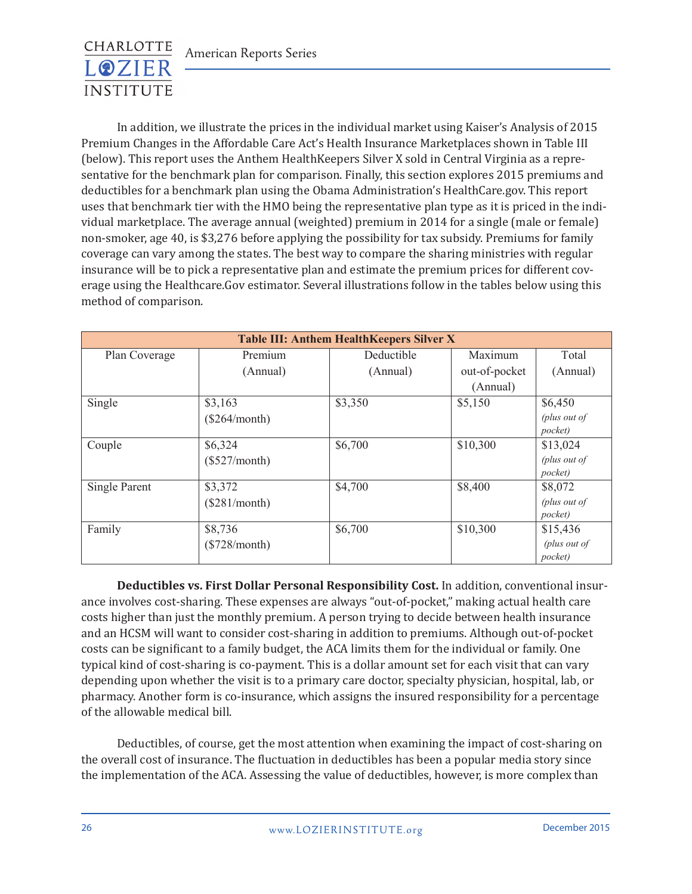In addition, we illustrate the prices in the individual market using Kaiser's Analysis of 2015 Premium Changes in the Affordable Care Act's Health Insurance Marketplaces shown in Table III (below). This report uses the Anthem HealthKeepers Silver X sold in Central Virginia as a representative for the benchmark plan for comparison. Finally, this section explores 2015 premiums and deductibles for a benchmark plan using the Obama Administration's HealthCare.gov. This report uses that benchmark tier with the HMO being the representative plan type as it is priced in the individual marketplace. The average annual (weighted) premium in 2014 for a single (male or female) non-smoker, age 40, is $3,276 before applying the possibility for tax subsidy. Premiums for family coverage can vary among the states. The best way to compare the sharing ministries with regular insurance will be to pick a representative plan and estimate the premium prices for different coverage using the Healthcare.Gov estimator. Several illustrations follow in the tables below using this method of comparison.

**Table III: Anthem HealthKeepers Silver X**

| Plan Coverage | Premium (Annual) | Deductible (Annual) | Maximum out-of-pocket (Annual) | Total (Annual) |
|---|---|---|---|---|
| Single | $3,163 ($264/month) | $3,350 | $5,150 | $6,450 *(plus out of pocket)* |
| Couple | $6,324 ($527/month) | $6,700 | $10,300 | $13,024 *(plus out of pocket)* |
| Single Parent | $3,372 ($281/month) | $4,700 | $8,400 | $8,072 *(plus out of pocket)* |
| Family | $8,736 ($728/month) | $6,700 | $10,300 | $15,436 *(plus out of pocket)* |

**Deductibles vs. First Dollar Personal Responsibility Cost.** In addition, conventional insurance involves cost-sharing. These expenses are always "out-of-pocket," making actual health care costs higher than just the monthly premium. A person trying to decide between health insurance and an HCSM will want to consider cost-sharing in addition to premiums. Although out-of-pocket costs can be significant to a family budget, the ACA limits them for the individual or family. One typical kind of cost-sharing is co-payment. This is a dollar amount set for each visit that can vary depending upon whether the visit is to a primary care doctor, specialty physician, hospital, lab, or pharmacy. Another form is co-insurance, which assigns the insured responsibility for a percentage of the allowable medical bill.

Deductibles, of course, get the most attention when examining the impact of cost-sharing on the overall cost of insurance. The fluctuation in deductibles has been a popular media story since the implementation of the ACA. Assessing the value of deductibles, however, is more complex than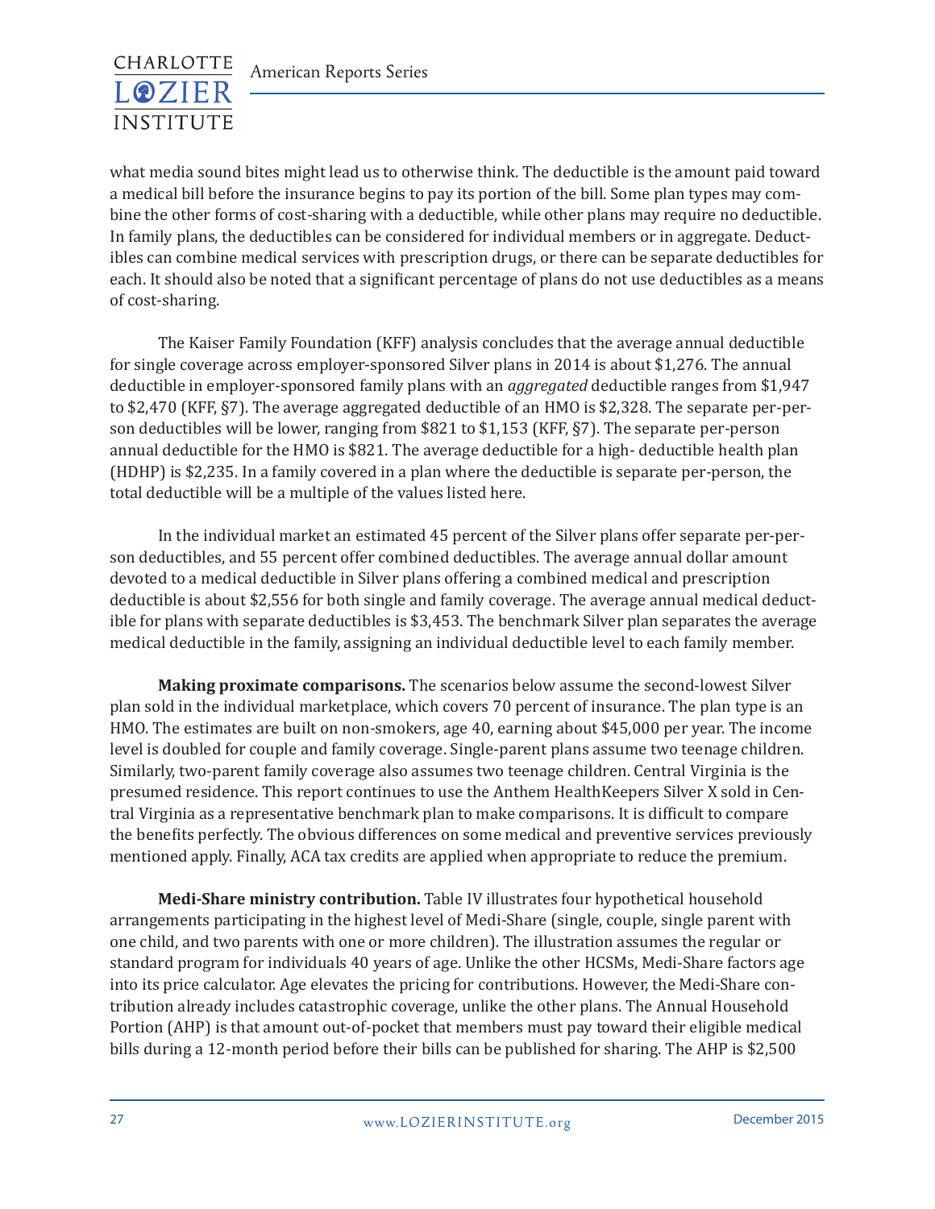what media sound bites might lead us to otherwise think. The deductible is the amount paid toward a medical bill before the insurance begins to pay its portion of the bill. Some plan types may combine the other forms of cost-sharing with a deductible, while other plans may require no deductible. In family plans, the deductibles can be considered for individual members or in aggregate. Deductibles can combine medical services with prescription drugs, or there can be separate deductibles for each. It should also be noted that a significant percentage of plans do not use deductibles as a means of cost-sharing.

The Kaiser Family Foundation (KFF) analysis concludes that the average annual deductible for single coverage across employer-sponsored Silver plans in 2014 is about $1,276. The annual deductible in employer-sponsored family plans with an *aggregated* deductible ranges from $1,947 to $2,470 (KFF, §7). The average aggregated deductible of an HMO is $2,328. The separate per-person deductibles will be lower, ranging from $821 to $1,153 (KFF, §7). The separate per-person annual deductible for the HMO is $821. The average deductible for a high- deductible health plan (HDHP) is $2,235. In a family covered in a plan where the deductible is separate per-person, the total deductible will be a multiple of the values listed here.

In the individual market an estimated 45 percent of the Silver plans offer separate per-person deductibles, and 55 percent offer combined deductibles. The average annual dollar amount devoted to a medical deductible in Silver plans offering a combined medical and prescription deductible is about $2,556 for both single and family coverage. The average annual medical deductible for plans with separate deductibles is $3,453. The benchmark Silver plan separates the average medical deductible in the family, assigning an individual deductible level to each family member.

**Making proximate comparisons.** The scenarios below assume the second-lowest Silver plan sold in the individual marketplace, which covers 70 percent of insurance. The plan type is an HMO. The estimates are built on non-smokers, age 40, earning about $45,000 per year. The income level is doubled for couple and family coverage. Single-parent plans assume two teenage children. Similarly, two-parent family coverage also assumes two teenage children. Central Virginia is the presumed residence. This report continues to use the Anthem HealthKeepers Silver X sold in Central Virginia as a representative benchmark plan to make comparisons. It is difficult to compare the benefits perfectly. The obvious differences on some medical and preventive services previously mentioned apply. Finally, ACA tax credits are applied when appropriate to reduce the premium.

**Medi-Share ministry contribution.** Table IV illustrates four hypothetical household arrangements participating in the highest level of Medi-Share (single, couple, single parent with one child, and two parents with one or more children). The illustration assumes the regular or standard program for individuals 40 years of age. Unlike the other HCSMs, Medi-Share factors age into its price calculator. Age elevates the pricing for contributions. However, the Medi-Share contribution already includes catastrophic coverage, unlike the other plans. The Annual Household Portion (AHP) is that amount out-of-pocket that members must pay toward their eligible medical bills during a 12-month period before their bills can be published for sharing. The AHP is $2,500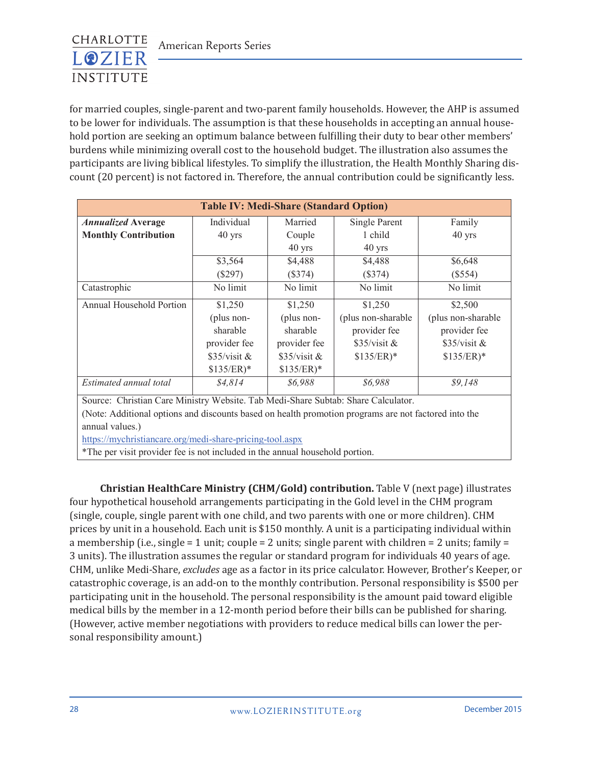for married couples, single-parent and two-parent family households. However, the AHP is assumed to be lower for individuals. The assumption is that these households in accepting an annual household portion are seeking an optimum balance between fulfilling their duty to bear other members' burdens while minimizing overall cost to the household budget. The illustration also assumes the participants are living biblical lifestyles. To simplify the illustration, the Health Monthly Sharing discount (20 percent) is not factored in. Therefore, the annual contribution could be significantly less.

| Table IV: Medi-Share (Standard Option) | | | | |
|---|---|---|---|---|
| ***Annualized* Average Monthly Contribution** | Individual 40 yrs | Married Couple 40 yrs | Single Parent 1 child 40 yrs | Family 40 yrs |
| | $3,564 ($297) | $4,488 ($374) | $4,488 ($374) | $6,648 ($554) |
| Catastrophic | No limit | No limit | No limit | No limit |
| Annual Household Portion | $1,250 (plus non-sharable provider fee $35/visit & $135/ER)* | $1,250 (plus non-sharable provider fee $35/visit & $135/ER)* | $1,250 (plus non-sharable provider fee $35/visit & $135/ER)* | $2,500 (plus non-sharable provider fee $35/visit & $135/ER)* |
| *Estimated annual total* | *$4,814* | *$6,988* | *$6,988* | *$9,148* |

Source: Christian Care Ministry Website. Tab Medi-Share Subtab: Share Calculator.
(Note: Additional options and discounts based on health promotion programs are not factored into the annual values.)
https://mychristiancare.org/medi-share-pricing-tool.aspx
*The per visit provider fee is not included in the annual household portion.

**Christian HealthCare Ministry (CHM/Gold) contribution.** Table V (next page) illustrates four hypothetical household arrangements participating in the Gold level in the CHM program (single, couple, single parent with one child, and two parents with one or more children). CHM prices by unit in a household. Each unit is $150 monthly. A unit is a participating individual within a membership (i.e., single = 1 unit; couple = 2 units; single parent with children = 2 units; family = 3 units). The illustration assumes the regular or standard program for individuals 40 years of age. CHM, unlike Medi-Share, *excludes* age as a factor in its price calculator. However, Brother's Keeper, or catastrophic coverage, is an add-on to the monthly contribution. Personal responsibility is $500 per participating unit in the household. The personal responsibility is the amount paid toward eligible medical bills by the member in a 12-month period before their bills can be published for sharing. (However, active member negotiations with providers to reduce medical bills can lower the personal responsibility amount.)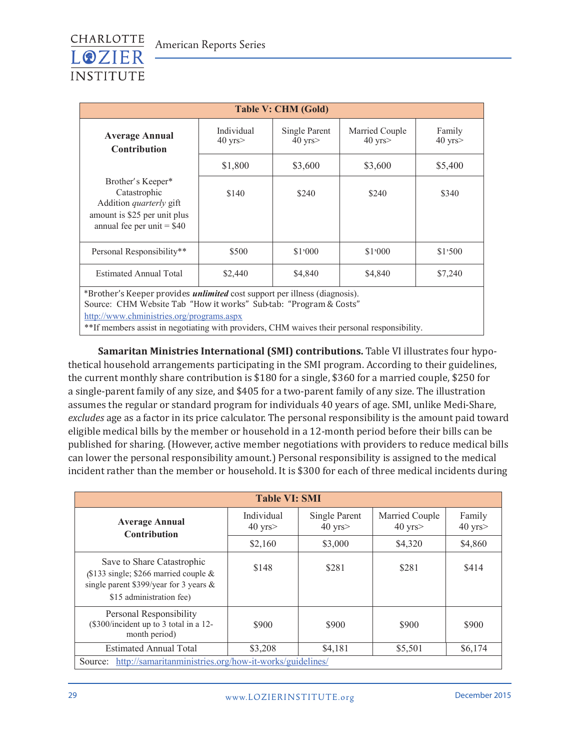| Table V: CHM (Gold) | | | | |
|---|---|---|---|---|
| **Average Annual Contribution** | Individual 40 yrs> | Single Parent 40 yrs> | Married Couple 40 yrs> | Family 40 yrs> |
| | $1,800 | $3,600 | $3,600 | $5,400 |
| Brother's Keeper* Catastrophic Addition *quarterly* gift amount is $25 per unit plus annual fee per unit = $40 | $140 | $240 | $240 | $340 |
| Personal Responsibility** | $500 | $1,000 | $1,000 | $1,500 |
| Estimated Annual Total | $2,440 | $4,840 | $4,840 | $7,240 |

*Brother's Keeper provides ***unlimited*** cost support per illness (diagnosis).
Source: CHM Website Tab "How it works" Sub-tab: "Program & Costs"
http://www.chministries.org/programs.aspx
**If members assist in negotiating with providers, CHM waives their personal responsibility.

**Samaritan Ministries International (SMI) contributions.** Table VI illustrates four hypothetical household arrangements participating in the SMI program. According to their guidelines, the current monthly share contribution is $180 for a single, $360 for a married couple, $250 for a single-parent family of any size, and $405 for a two-parent family of any size. The illustration assumes the regular or standard program for individuals 40 years of age. SMI, unlike Medi-Share, *excludes* age as a factor in its price calculator. The personal responsibility is the amount paid toward eligible medical bills by the member or household in a 12-month period before their bills can be published for sharing. (However, active member negotiations with providers to reduce medical bills can lower the personal responsibility amount.) Personal responsibility is assigned to the medical incident rather than the member or household. It is $300 for each of three medical incidents during

| Table VI: SMI | | | | |
|---|---|---|---|---|
| **Average Annual Contribution** | Individual 40 yrs> | Single Parent 40 yrs> | Married Couple 40 yrs> | Family 40 yrs> |
| | $2,160 | $3,000 | $4,320 | $4,860 |
| Save to Share Catastrophic ($133 single; $266 married couple & single parent $399/year for 3 years & $15 administration fee) | $148 | $281 | $281 | $414 |
| Personal Responsibility ($300/incident up to 3 total in a 12-month period) | $900 | $900 | $900 | $900 |
| Estimated Annual Total | $3,208 | $4,181 | $5,501 | $6,174 |

Source: http://samaritanministries.org/how-it-works/guidelines/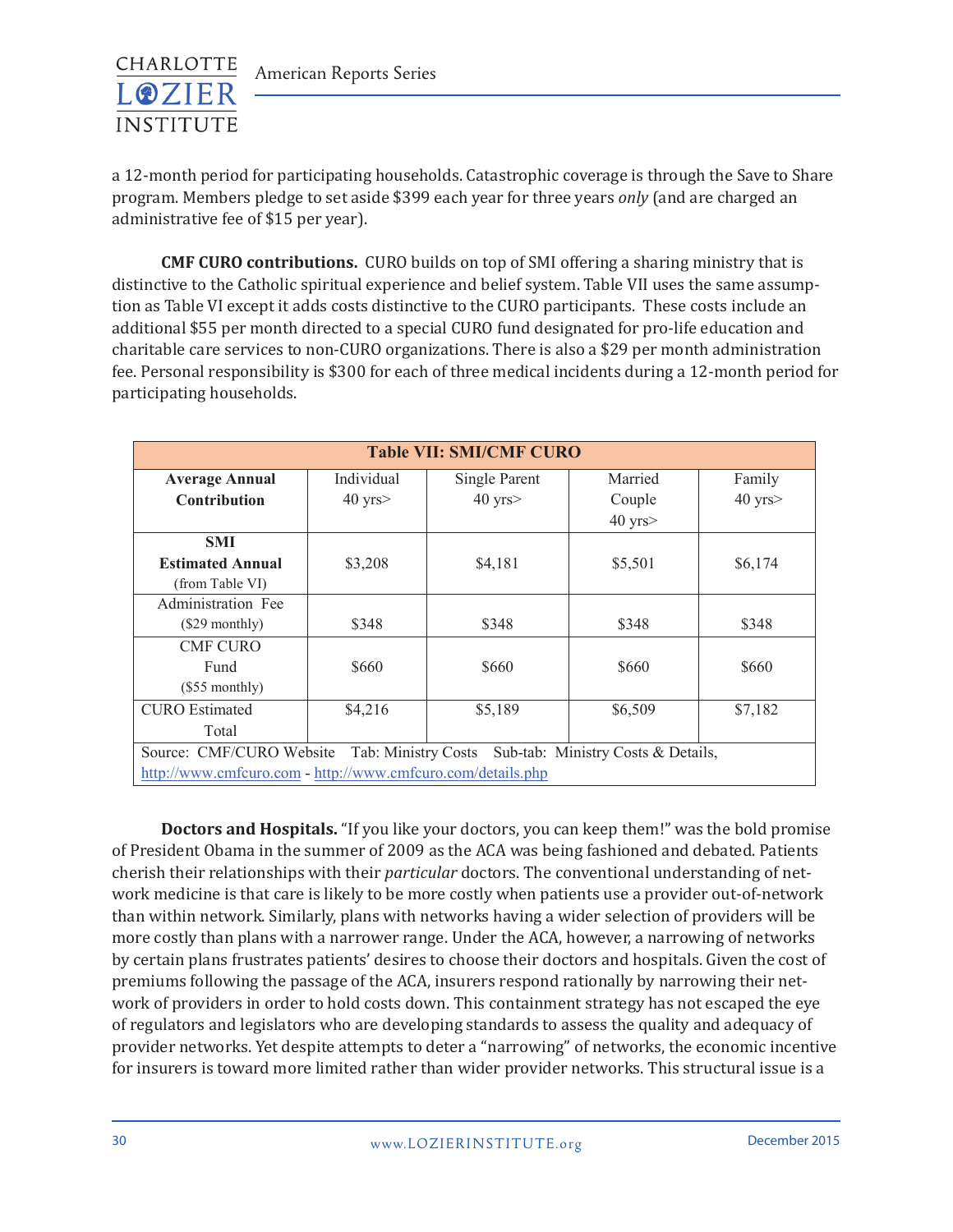a 12-month period for participating households. Catastrophic coverage is through the Save to Share program. Members pledge to set aside $399 each year for three years *only* (and are charged an administrative fee of $15 per year).

**CMF CURO contributions.** CURO builds on top of SMI offering a sharing ministry that is distinctive to the Catholic spiritual experience and belief system. Table VII uses the same assumption as Table VI except it adds costs distinctive to the CURO participants. These costs include an additional $55 per month directed to a special CURO fund designated for pro-life education and charitable care services to non-CURO organizations. There is also a $29 per month administration fee. Personal responsibility is $300 for each of three medical incidents during a 12-month period for participating households.

**Table VII: SMI/CMF CURO**

| Average Annual Contribution | Individual 40 yrs> | Single Parent 40 yrs> | Married Couple 40 yrs> | Family 40 yrs> |
|---|---|---|---|---|
| SMI Estimated Annual (from Table VI) | $3,208 | $4,181 | $5,501 | $6,174 |
| Administration Fee ($29 monthly) | $348 | $348 | $348 | $348 |
| CMF CURO Fund ($55 monthly) | $660 | $660 | $660 | $660 |
| CURO Estimated Total | $4,216 | $5,189 | $6,509 | $7,182 |

Source: CMF/CURO Website Tab: Ministry Costs Sub-tab: Ministry Costs & Details, http://www.cmfcuro.com - http://www.cmfcuro.com/details.php

**Doctors and Hospitals.** "If you like your doctors, you can keep them!" was the bold promise of President Obama in the summer of 2009 as the ACA was being fashioned and debated. Patients cherish their relationships with their *particular* doctors. The conventional understanding of network medicine is that care is likely to be more costly when patients use a provider out-of-network than within network. Similarly, plans with networks having a wider selection of providers will be more costly than plans with a narrower range. Under the ACA, however, a narrowing of networks by certain plans frustrates patients' desires to choose their doctors and hospitals. Given the cost of premiums following the passage of the ACA, insurers respond rationally by narrowing their network of providers in order to hold costs down. This containment strategy has not escaped the eye of regulators and legislators who are developing standards to assess the quality and adequacy of provider networks. Yet despite attempts to deter a "narrowing" of networks, the economic incentive for insurers is toward more limited rather than wider provider networks. This structural issue is a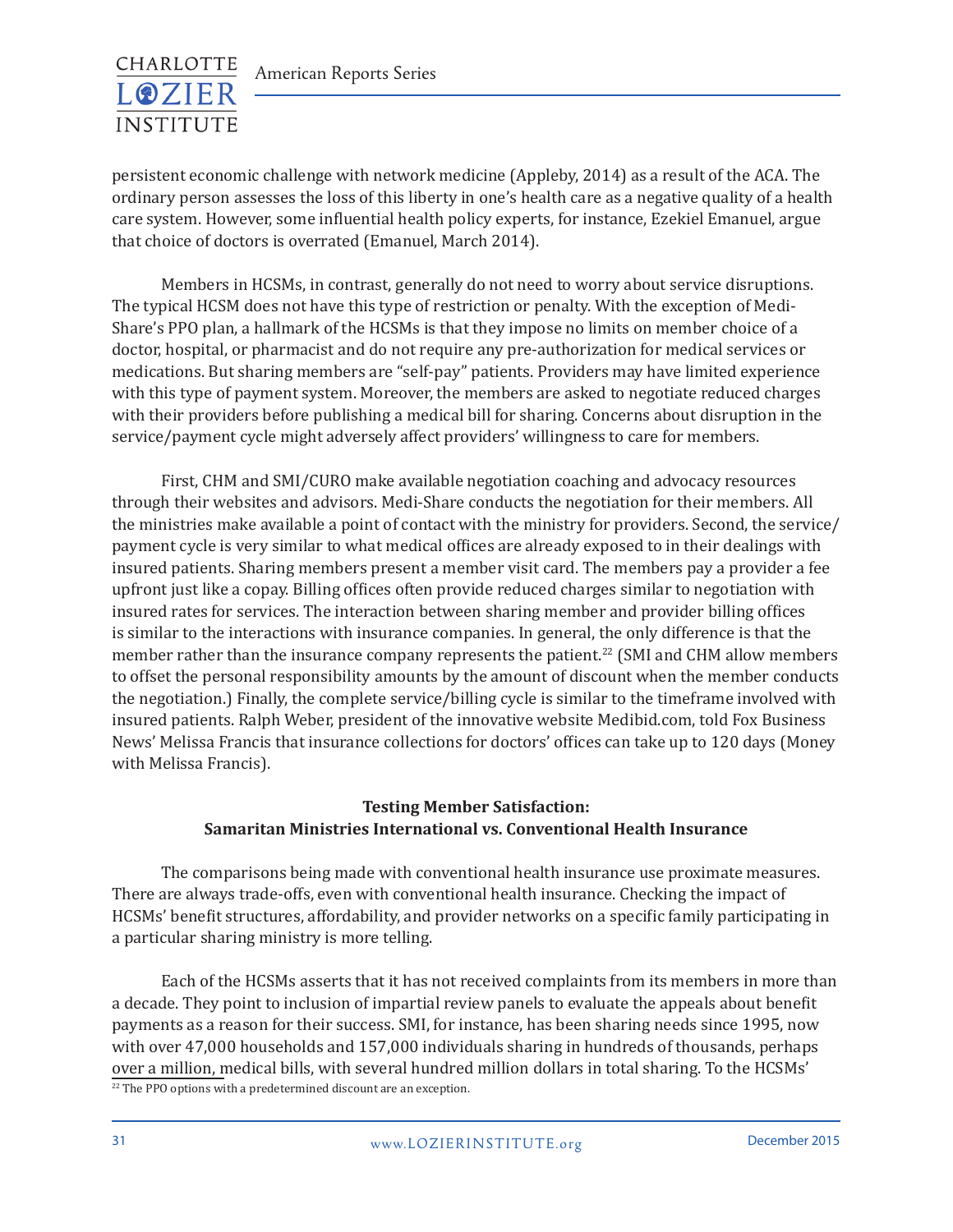persistent economic challenge with network medicine (Appleby, 2014) as a result of the ACA. The ordinary person assesses the loss of this liberty in one's health care as a negative quality of a health care system. However, some influential health policy experts, for instance, Ezekiel Emanuel, argue that choice of doctors is overrated (Emanuel, March 2014).

Members in HCSMs, in contrast, generally do not need to worry about service disruptions. The typical HCSM does not have this type of restriction or penalty. With the exception of Medi-Share's PPO plan, a hallmark of the HCSMs is that they impose no limits on member choice of a doctor, hospital, or pharmacist and do not require any pre-authorization for medical services or medications. But sharing members are "self-pay" patients. Providers may have limited experience with this type of payment system. Moreover, the members are asked to negotiate reduced charges with their providers before publishing a medical bill for sharing. Concerns about disruption in the service/payment cycle might adversely affect providers' willingness to care for members.

First, CHM and SMI/CURO make available negotiation coaching and advocacy resources through their websites and advisors. Medi-Share conducts the negotiation for their members. All the ministries make available a point of contact with the ministry for providers. Second, the service/payment cycle is very similar to what medical offices are already exposed to in their dealings with insured patients. Sharing members present a member visit card. The members pay a provider a fee upfront just like a copay. Billing offices often provide reduced charges similar to negotiation with insured rates for services. The interaction between sharing member and provider billing offices is similar to the interactions with insurance companies. In general, the only difference is that the member rather than the insurance company represents the patient.[22] (SMI and CHM allow members to offset the personal responsibility amounts by the amount of discount when the member conducts the negotiation.) Finally, the complete service/billing cycle is similar to the timeframe involved with insured patients. Ralph Weber, president of the innovative website Medibid.com, told Fox Business News' Melissa Francis that insurance collections for doctors' offices can take up to 120 days (Money with Melissa Francis).

**Testing Member Satisfaction:**
**Samaritan Ministries International vs. Conventional Health Insurance**

The comparisons being made with conventional health insurance use proximate measures. There are always trade-offs, even with conventional health insurance. Checking the impact of HCSMs' benefit structures, affordability, and provider networks on a specific family participating in a particular sharing ministry is more telling.

Each of the HCSMs asserts that it has not received complaints from its members in more than a decade. They point to inclusion of impartial review panels to evaluate the appeals about benefit payments as a reason for their success. SMI, for instance, has been sharing needs since 1995, now with over 47,000 households and 157,000 individuals sharing in hundreds of thousands, perhaps over a million, medical bills, with several hundred million dollars in total sharing. To the HCSMs'

[22] The PPO options with a predetermined discount are an exception.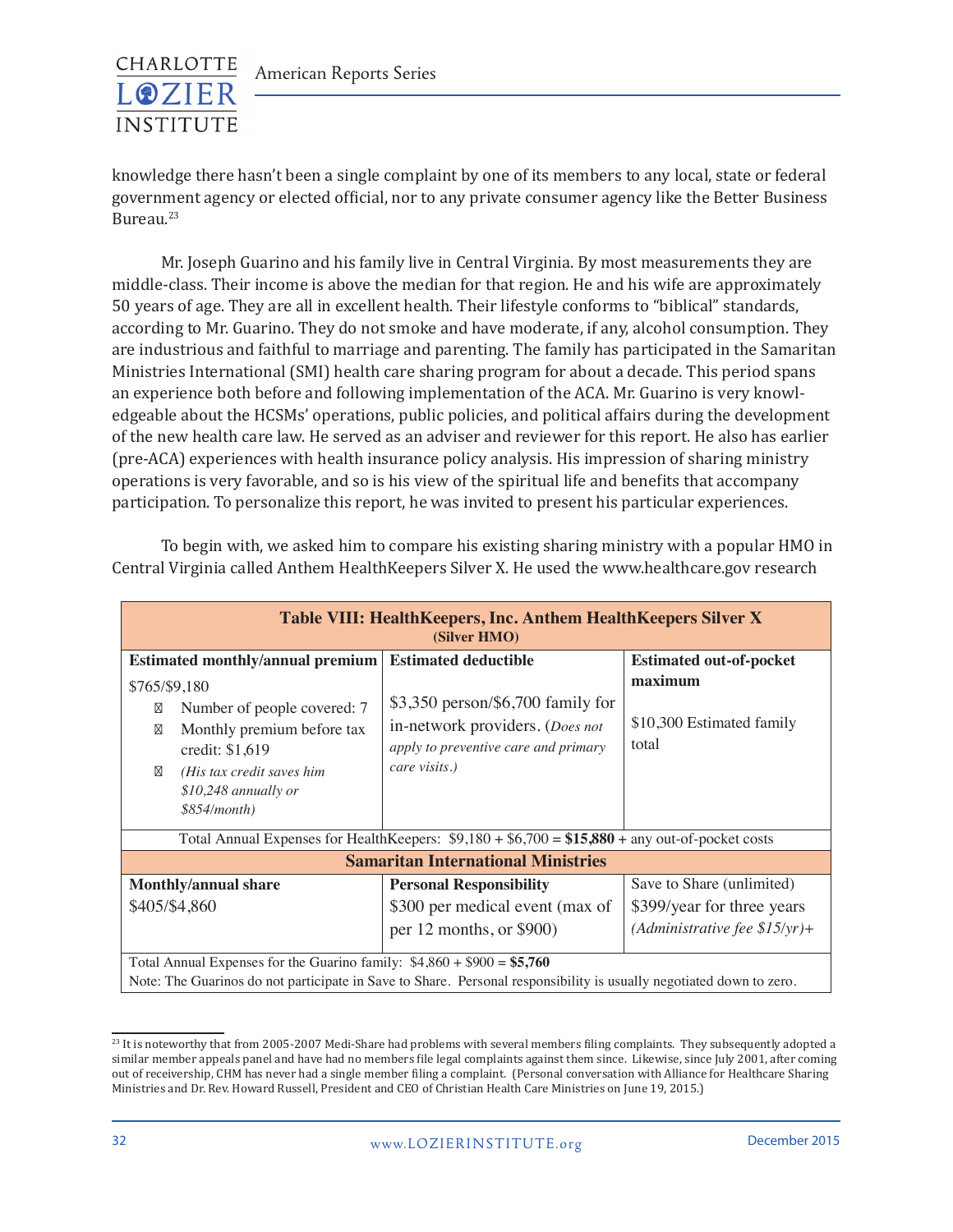knowledge there hasn't been a single complaint by one of its members to any local, state or federal government agency or elected official, nor to any private consumer agency like the Better Business Bureau.[23]

Mr. Joseph Guarino and his family live in Central Virginia. By most measurements they are middle-class. Their income is above the median for that region. He and his wife are approximately 50 years of age. They are all in excellent health. Their lifestyle conforms to "biblical" standards, according to Mr. Guarino. They do not smoke and have moderate, if any, alcohol consumption. They are industrious and faithful to marriage and parenting. The family has participated in the Samaritan Ministries International (SMI) health care sharing program for about a decade. This period spans an experience both before and following implementation of the ACA. Mr. Guarino is very knowledgeable about the HCSMs' operations, public policies, and political affairs during the development of the new health care law. He served as an adviser and reviewer for this report. He also has earlier (pre-ACA) experiences with health insurance policy analysis. His impression of sharing ministry operations is very favorable, and so is his view of the spiritual life and benefits that accompany participation. To personalize this report, he was invited to present his particular experiences.

To begin with, we asked him to compare his existing sharing ministry with a popular HMO in Central Virginia called Anthem HealthKeepers Silver X. He used the www.healthcare.gov research

**Table VIII: HealthKeepers, Inc. Anthem HealthKeepers Silver X (Silver HMO)**

| **Estimated monthly/annual premium** | **Estimated deductible** | **Estimated out-of-pocket maximum** |
|---|---|---|
| $765/$9,180<br>- Number of people covered: 7<br>- Monthly premium before tax credit: $1,619<br>- *(His tax credit saves him $10,248 annually or $854/month)* | $3,350 person/$6,700 family for in-network providers. (*Does not apply to preventive care and primary care visits.*) | $10,300 Estimated family total |
| Total Annual Expenses for HealthKeepers: $9,180 + $6,700 = **$15,880** + any out-of-pocket costs | | |
| **Samaritan International Ministries** | | |
| **Monthly/annual share** | **Personal Responsibility** | Save to Share (unlimited) |
| $405/$4,860 | $300 per medical event (max of per 12 months, or $900) | $399/year for three years *(Administrative fee $15/yr)+* |
| Total Annual Expenses for the Guarino family: $4,860 + $900 = **$5,760**<br>Note: The Guarinos do not participate in Save to Share. Personal responsibility is usually negotiated down to zero. | | |

[23] It is noteworthy that from 2005-2007 Medi-Share had problems with several members filing complaints. They subsequently adopted a similar member appeals panel and have had no members file legal complaints against them since. Likewise, since July 2001, after coming out of receivership, CHM has never had a single member filing a complaint. (Personal conversation with Alliance for Healthcare Sharing Ministries and Dr. Rev. Howard Russell, President and CEO of Christian Health Care Ministries on June 19, 2015.)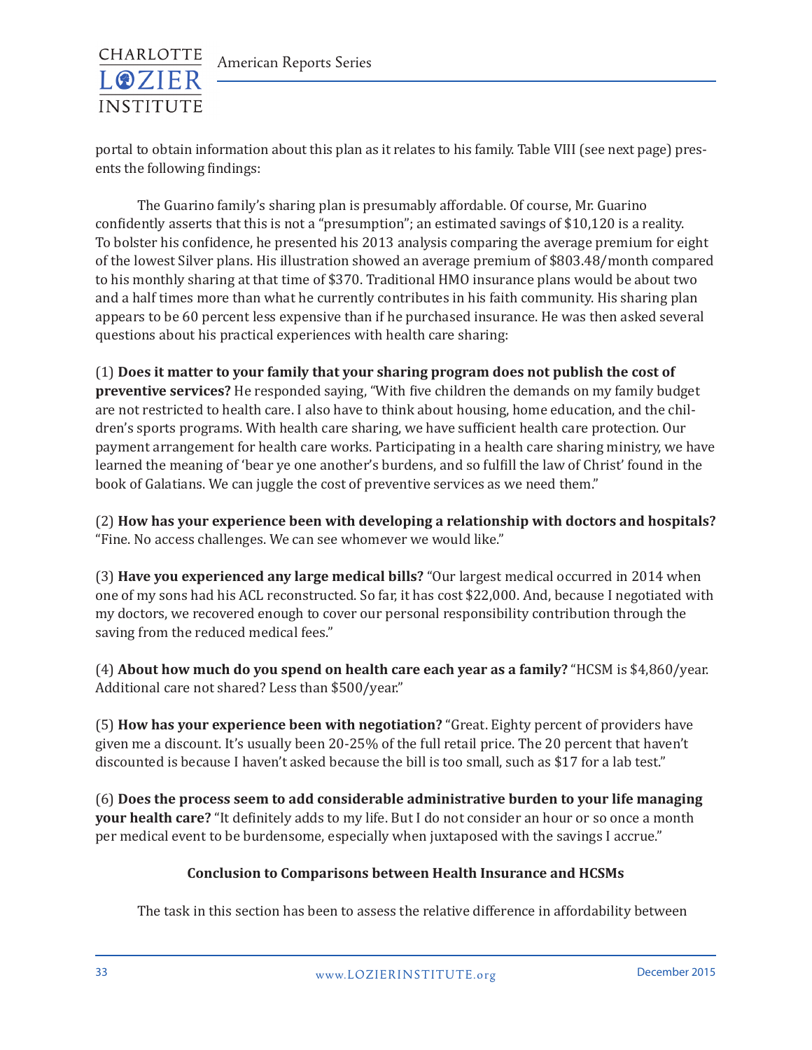portal to obtain information about this plan as it relates to his family. Table VIII (see next page) presents the following findings:

The Guarino family's sharing plan is presumably affordable. Of course, Mr. Guarino confidently asserts that this is not a "presumption"; an estimated savings of $10,120 is a reality. To bolster his confidence, he presented his 2013 analysis comparing the average premium for eight of the lowest Silver plans. His illustration showed an average premium of $803.48/month compared to his monthly sharing at that time of $370. Traditional HMO insurance plans would be about two and a half times more than what he currently contributes in his faith community. His sharing plan appears to be 60 percent less expensive than if he purchased insurance. He was then asked several questions about his practical experiences with health care sharing:

(1) **Does it matter to your family that your sharing program does not publish the cost of preventive services?** He responded saying, "With five children the demands on my family budget are not restricted to health care. I also have to think about housing, home education, and the children's sports programs. With health care sharing, we have sufficient health care protection. Our payment arrangement for health care works. Participating in a health care sharing ministry, we have learned the meaning of 'bear ye one another's burdens, and so fulfill the law of Christ' found in the book of Galatians. We can juggle the cost of preventive services as we need them."

(2) **How has your experience been with developing a relationship with doctors and hospitals?** "Fine. No access challenges. We can see whomever we would like."

(3) **Have you experienced any large medical bills?** "Our largest medical occurred in 2014 when one of my sons had his ACL reconstructed. So far, it has cost $22,000. And, because I negotiated with my doctors, we recovered enough to cover our personal responsibility contribution through the saving from the reduced medical fees."

(4) **About how much do you spend on health care each year as a family?** "HCSM is $4,860/year. Additional care not shared? Less than $500/year."

(5) **How has your experience been with negotiation?** "Great. Eighty percent of providers have given me a discount. It's usually been 20-25% of the full retail price. The 20 percent that haven't discounted is because I haven't asked because the bill is too small, such as $17 for a lab test."

(6) **Does the process seem to add considerable administrative burden to your life managing your health care?** "It definitely adds to my life. But I do not consider an hour or so once a month per medical event to be burdensome, especially when juxtaposed with the savings I accrue."

### Conclusion to Comparisons between Health Insurance and HCSMs

The task in this section has been to assess the relative difference in affordability between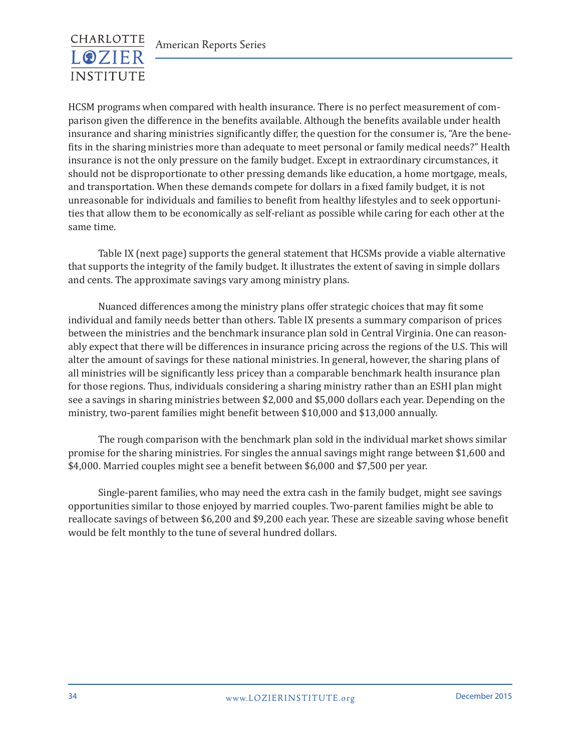HCSM programs when compared with health insurance. There is no perfect measurement of comparison given the difference in the benefits available. Although the benefits available under health insurance and sharing ministries significantly differ, the question for the consumer is, "Are the benefits in the sharing ministries more than adequate to meet personal or family medical needs?" Health insurance is not the only pressure on the family budget. Except in extraordinary circumstances, it should not be disproportionate to other pressing demands like education, a home mortgage, meals, and transportation. When these demands compete for dollars in a fixed family budget, it is not unreasonable for individuals and families to benefit from healthy lifestyles and to seek opportunities that allow them to be economically as self-reliant as possible while caring for each other at the same time.

Table IX (next page) supports the general statement that HCSMs provide a viable alternative that supports the integrity of the family budget. It illustrates the extent of saving in simple dollars and cents. The approximate savings vary among ministry plans.

Nuanced differences among the ministry plans offer strategic choices that may fit some individual and family needs better than others. Table IX presents a summary comparison of prices between the ministries and the benchmark insurance plan sold in Central Virginia. One can reasonably expect that there will be differences in insurance pricing across the regions of the U.S. This will alter the amount of savings for these national ministries. In general, however, the sharing plans of all ministries will be significantly less pricey than a comparable benchmark health insurance plan for those regions. Thus, individuals considering a sharing ministry rather than an ESHI plan might see a savings in sharing ministries between $2,000 and $5,000 dollars each year. Depending on the ministry, two-parent families might benefit between $10,000 and $13,000 annually.

The rough comparison with the benchmark plan sold in the individual market shows similar promise for the sharing ministries. For singles the annual savings might range between $1,600 and $4,000. Married couples might see a benefit between $6,000 and $7,500 per year.

Single-parent families, who may need the extra cash in the family budget, might see savings opportunities similar to those enjoyed by married couples. Two-parent families might be able to reallocate savings of between $6,200 and $9,200 each year. These are sizeable saving whose benefit would be felt monthly to the tune of several hundred dollars.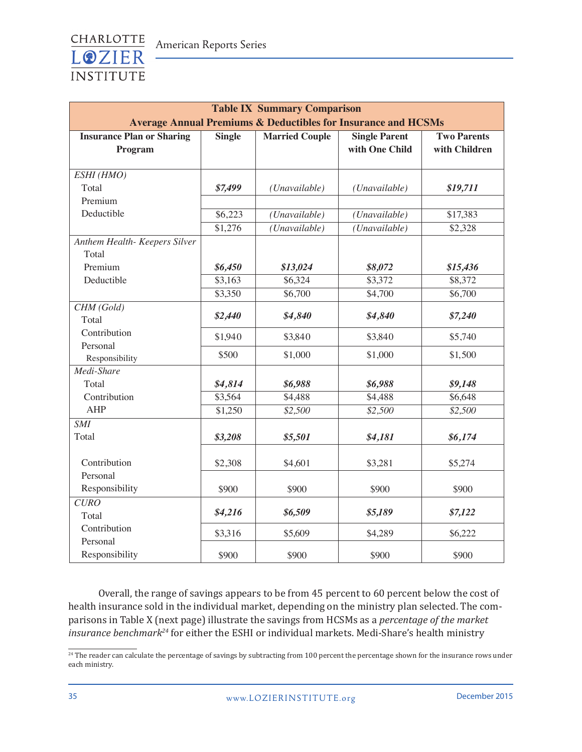| **Table IX Summary Comparison<br>Average Annual Premiums & Deductibles for Insurance and HCSMs** | | | | |
|---|---|---|---|---|
| **Insurance Plan or Sharing Program** | **Single** | **Married Couple** | **Single Parent with One Child** | **Two Parents with Children** |
| *ESHI (HMO)* | | | | |
| Total | ***$7,499*** | *(Unavailable)* | *(Unavailable)* | ***$19,711*** |
| Premium | $6,223 | *(Unavailable)* | *(Unavailable)* | $17,383 |
| Deductible | $1,276 | *(Unavailable)* | *(Unavailable)* | $2,328 |
| *Anthem Health- Keepers Silver* | | | | |
| Total | ***$6,450*** | ***$13,024*** | ***$8,072*** | ***$15,436*** |
| Premium | $3,163 | $6,324 | $3,372 | $8,372 |
| Deductible | $3,350 | $6,700 | $4,700 | $6,700 |
| *CHM (Gold)* | | | | |
| Total | ***$2,440*** | ***$4,840*** | ***$4,840*** | ***$7,240*** |
| Contribution | $1,940 | $3,840 | $3,840 | $5,740 |
| Personal Responsibility | $500 | $1,000 | $1,000 | $1,500 |
| *Medi-Share* | | | | |
| Total | ***$4,814*** | ***$6,988*** | ***$6,988*** | ***$9,148*** |
| Contribution | $3,564 | $4,488 | $4,488 | $6,648 |
| AHP | $1,250 | *$2,500* | *$2,500* | *$2,500* |
| *SMI* | | | | |
| Total | ***$3,208*** | ***$5,501*** | ***$4,181*** | ***$6,174*** |
| Contribution | $2,308 | $4,601 | $3,281 | $5,274 |
| Personal Responsibility | $900 | $900 | $900 | $900 |
| *CURO* | | | | |
| Total | ***$4,216*** | ***$6,509*** | ***$5,189*** | ***$7,122*** |
| Contribution | $3,316 | $5,609 | $4,289 | $6,222 |
| Personal Responsibility | $900 | $900 | $900 | $900 |

Overall, the range of savings appears to be from 45 percent to 60 percent below the cost of health insurance sold in the individual market, depending on the ministry plan selected. The comparisons in Table X (next page) illustrate the savings from HCSMs as a *percentage of the market insurance benchmark*[24] for either the ESHI or individual markets. Medi-Share's health ministry

[24] The reader can calculate the percentage of savings by subtracting from 100 percent the percentage shown for the insurance rows under each ministry.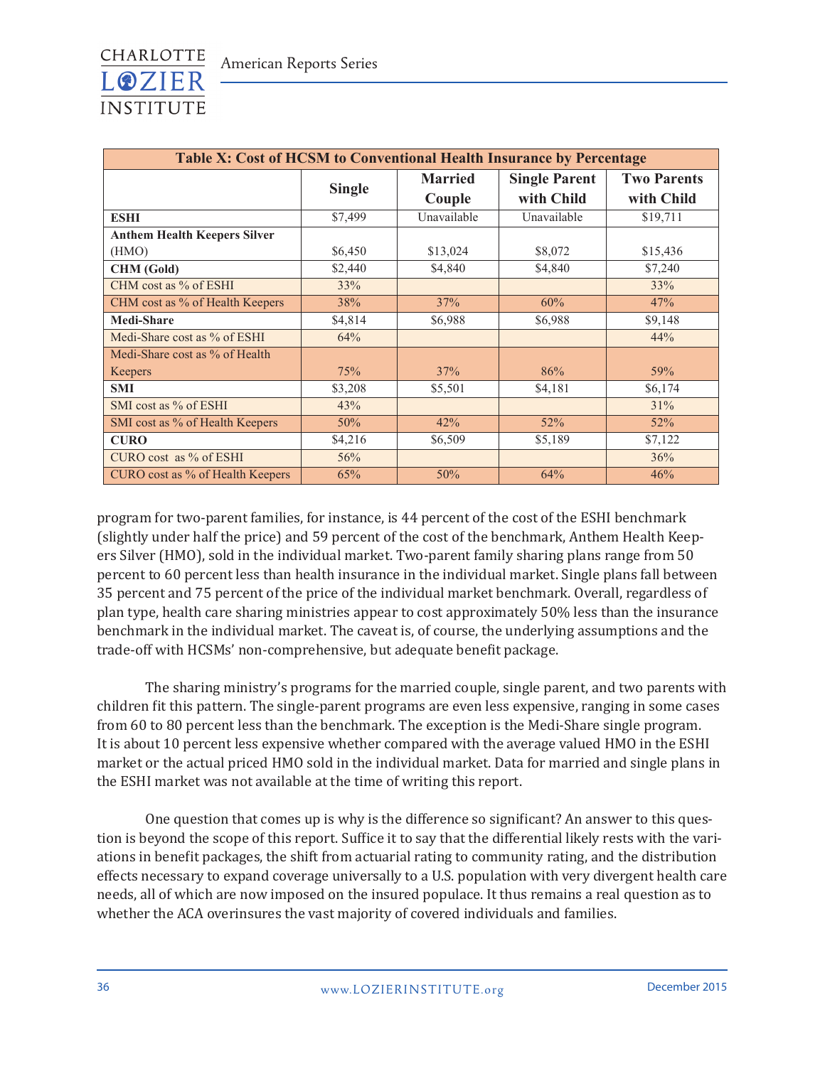| Table X: Cost of HCSM to Conventional Health Insurance by Percentage | | | | |
|---|---|---|---|---|
| | Single | Married Couple | Single Parent with Child | Two Parents with Child |
| **ESHI** | $7,499 | Unavailable | Unavailable | $19,711 |
| **Anthem Health Keepers Silver** (HMO) | $6,450 | $13,024 | $8,072 | $15,436 |
| **CHM (Gold)** | $2,440 | $4,840 | $4,840 | $7,240 |
| CHM cost as % of ESHI | 33% | | | 33% |
| CHM cost as % of Health Keepers | 38% | 37% | 60% | 47% |
| **Medi-Share** | $4,814 | $6,988 | $6,988 | $9,148 |
| Medi-Share cost as % of ESHI | 64% | | | 44% |
| Medi-Share cost as % of Health Keepers | 75% | 37% | 86% | 59% |
| **SMI** | $3,208 | $5,501 | $4,181 | $6,174 |
| SMI cost as % of ESHI | 43% | | | 31% |
| SMI cost as % of Health Keepers | 50% | 42% | 52% | 52% |
| **CURO** | $4,216 | $6,509 | $5,189 | $7,122 |
| CURO cost as % of ESHI | 56% | | | 36% |
| CURO cost as % of Health Keepers | 65% | 50% | 64% | 46% |

program for two-parent families, for instance, is 44 percent of the cost of the ESHI benchmark (slightly under half the price) and 59 percent of the cost of the benchmark, Anthem Health Keepers Silver (HMO), sold in the individual market. Two-parent family sharing plans range from 50 percent to 60 percent less than health insurance in the individual market. Single plans fall between 35 percent and 75 percent of the price of the individual market benchmark. Overall, regardless of plan type, health care sharing ministries appear to cost approximately 50% less than the insurance benchmark in the individual market. The caveat is, of course, the underlying assumptions and the trade-off with HCSMs' non-comprehensive, but adequate benefit package.

The sharing ministry's programs for the married couple, single parent, and two parents with children fit this pattern. The single-parent programs are even less expensive, ranging in some cases from 60 to 80 percent less than the benchmark. The exception is the Medi-Share single program. It is about 10 percent less expensive whether compared with the average valued HMO in the ESHI market or the actual priced HMO sold in the individual market. Data for married and single plans in the ESHI market was not available at the time of writing this report.

One question that comes up is why is the difference so significant? An answer to this question is beyond the scope of this report. Suffice it to say that the differential likely rests with the variations in benefit packages, the shift from actuarial rating to community rating, and the distribution effects necessary to expand coverage universally to a U.S. population with very divergent health care needs, all of which are now imposed on the insured populace. It thus remains a real question as to whether the ACA overinsures the vast majority of covered individuals and families.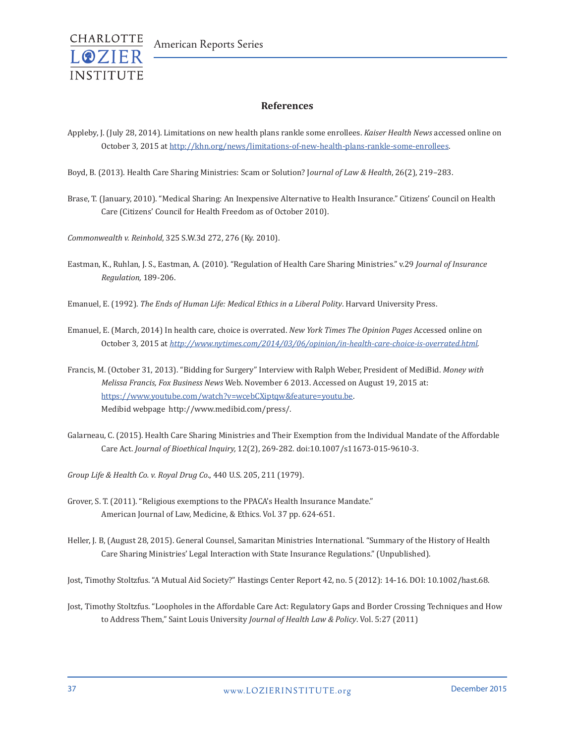## References

Appleby, J. (July 28, 2014). Limitations on new health plans rankle some enrollees. *Kaiser Health News* accessed online on October 3, 2015 at http://khn.org/news/limitations-of-new-health-plans-rankle-some-enrollees.

Boyd, B. (2013). Health Care Sharing Ministries: Scam or Solution? J*ournal of Law & Health*, 26(2), 219–283.

Brase, T. (January, 2010). "Medical Sharing: An Inexpensive Alternative to Health Insurance." Citizens' Council on Health Care (Citizens' Council for Health Freedom as of October 2010).

*Commonwealth v. Reinhold*, 325 S.W.3d 272, 276 (Ky. 2010).

Eastman, K., Ruhlan, J. S., Eastman, A. (2010). "Regulation of Health Care Sharing Ministries." v.29 *Journal of Insurance Regulation,* 189-206.

Emanuel, E. (1992). *The Ends of Human Life: Medical Ethics in a Liberal Polity*. Harvard University Press.

Emanuel, E. (March, 2014) In health care, choice is overrated. *New York Times The Opinion Pages* Accessed online on October 3, 2015 at *http://www.nytimes.com/2014/03/06/opinion/in-health-care-choice-is-overrated.html.*

Francis, M. (October 31, 2013). "Bidding for Surgery" Interview with Ralph Weber, President of MediBid. *Money with Melissa Francis, Fox Business News* Web. November 6 2013. Accessed on August 19, 2015 at: https://www.youtube.com/watch?v=wcebCXiptqw&feature=youtu.be.
Medibid webpage http://www.medibid.com/press/.

Galarneau, C. (2015). Health Care Sharing Ministries and Their Exemption from the Individual Mandate of the Affordable Care Act. *Journal of Bioethical Inquiry,* 12(2), 269-282. doi:10.1007/s11673-015-9610-3.

*Group Life & Health Co. v. Royal Drug Co*., 440 U.S. 205, 211 (1979).

Grover, S. T. (2011). "Religious exemptions to the PPACA's Health Insurance Mandate."
American Journal of Law, Medicine, & Ethics. Vol. 37 pp. 624-651.

Heller, J. B, (August 28, 2015). General Counsel, Samaritan Ministries International. "Summary of the History of Health Care Sharing Ministries' Legal Interaction with State Insurance Regulations." (Unpublished).

Jost, Timothy Stoltzfus. "A Mutual Aid Society?" Hastings Center Report 42, no. 5 (2012): 14-16. DOI: 10.1002/hast.68.

Jost, Timothy Stoltzfus. "Loopholes in the Affordable Care Act: Regulatory Gaps and Border Crossing Techniques and How to Address Them," Saint Louis University *Journal of Health Law & Policy*. Vol. 5:27 (2011)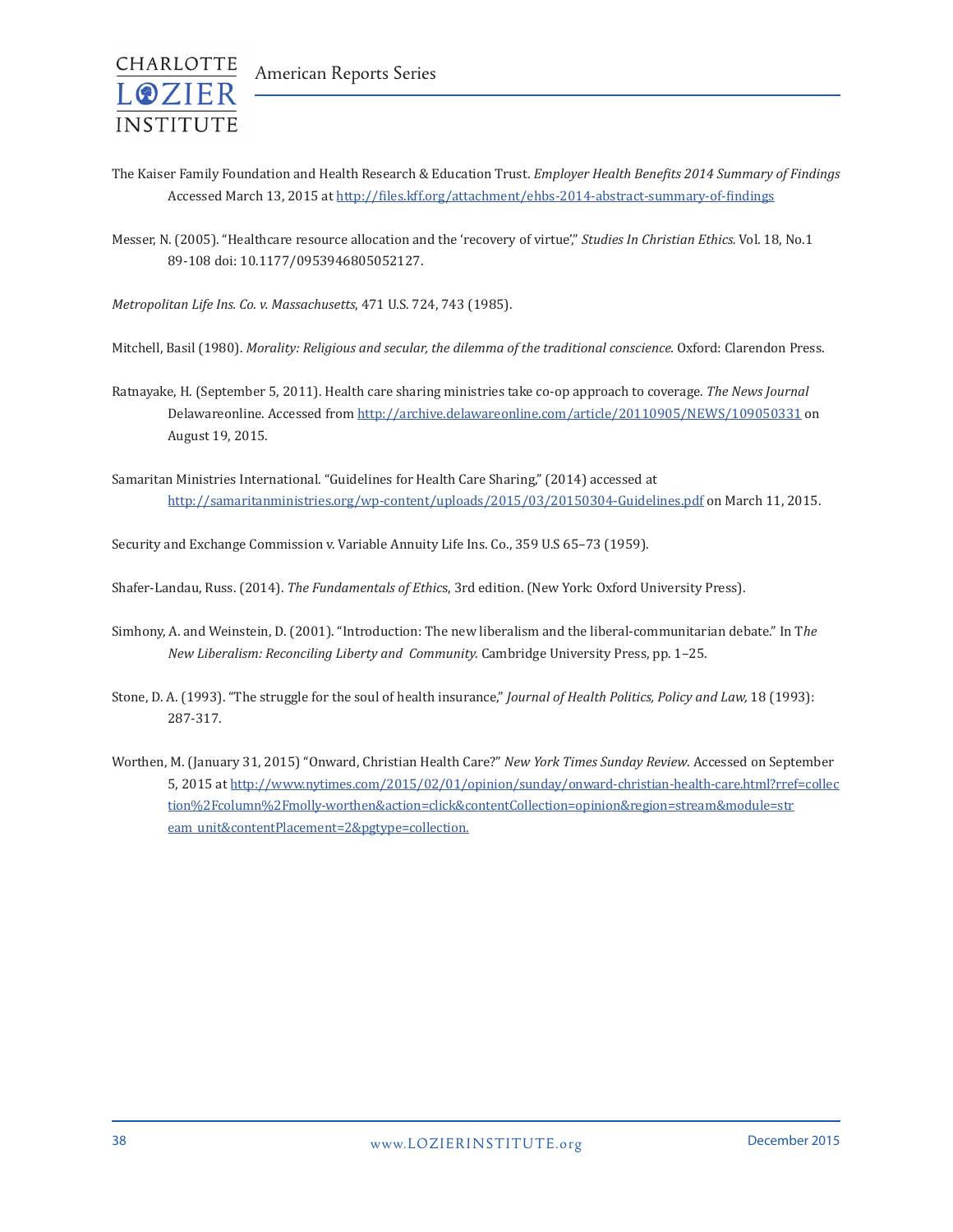The Kaiser Family Foundation and Health Research & Education Trust. *Employer Health Benefits 2014 Summary of Findings* Accessed March 13, 2015 at http://files.kff.org/attachment/ehbs-2014-abstract-summary-of-findings

Messer, N. (2005). "Healthcare resource allocation and the 'recovery of virtue'," *Studies In Christian Ethics.* Vol. 18, No.1 89-108 doi: 10.1177/0953946805052127.

*Metropolitan Life Ins. Co. v. Massachusetts*, 471 U.S. 724, 743 (1985).

Mitchell, Basil (1980). *Morality: Religious and secular, the dilemma of the traditional conscience.* Oxford: Clarendon Press.

Ratnayake, H. (September 5, 2011). Health care sharing ministries take co-op approach to coverage. *The News Journal* Delawareonline. Accessed from http://archive.delawareonline.com/article/20110905/NEWS/109050331 on August 19, 2015.

Samaritan Ministries International. "Guidelines for Health Care Sharing," (2014) accessed at http://samaritanministries.org/wp-content/uploads/2015/03/20150304-Guidelines.pdf on March 11, 2015.

Security and Exchange Commission v. Variable Annuity Life Ins. Co., 359 U.S 65–73 (1959).

Shafer-Landau, Russ. (2014). *The Fundamentals of Ethics*, 3rd edition. (New York: Oxford University Press).

Simhony, A. and Weinstein, D. (2001). "Introduction: The new liberalism and the liberal-communitarian debate." In T*he New Liberalism: Reconciling Liberty and Community.* Cambridge University Press, pp. 1–25.

Stone, D. A. (1993). "The struggle for the soul of health insurance," *Journal of Health Politics, Policy and Law,* 18 (1993): 287-317.

Worthen, M. (January 31, 2015) "Onward, Christian Health Care?" *New York Times Sunday Review*. Accessed on September 5, 2015 at http://www.nytimes.com/2015/02/01/opinion/sunday/onward-christian-health-care.html?rref=collection%2Fcolumn%2Fmolly-worthen&action=click&contentCollection=opinion&region=stream&module=stream_unit&contentPlacement=2&pgtype=collection.